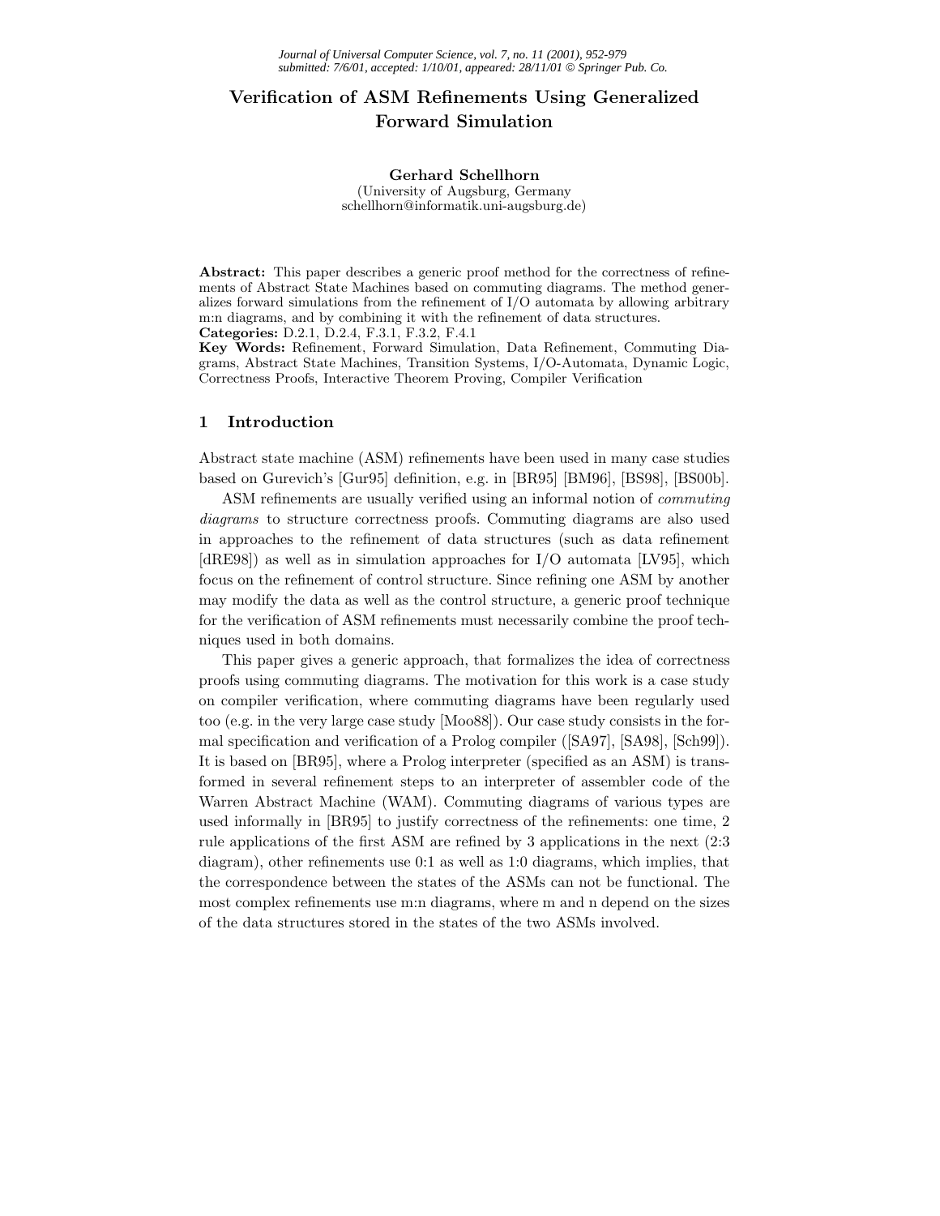# Verification of ASM Refinements Using Generalized Forward Simulation

**Gerhard Schellhorn**
(University of Augsburg, Germany
schellhorn@informatik.uni-augsburg.de)

**Abstract:** This paper describes a generic proof method for the correctness of refinements of Abstract State Machines based on commuting diagrams. The method generalizes forward simulations from the refinement of I/O automata by allowing arbitrary m:n diagrams, and by combining it with the refinement of data structures.
**Categories:** D.2.1, D.2.4, F.3.1, F.3.2, F.4.1
**Key Words:** Refinement, Forward Simulation, Data Refinement, Commuting Diagrams, Abstract State Machines, Transition Systems, I/O-Automata, Dynamic Logic, Correctness Proofs, Interactive Theorem Proving, Compiler Verification

## 1 Introduction

Abstract state machine (ASM) refinements have been used in many case studies based on Gurevich's [Gur95] definition, e.g. in [BR95] [BM96], [BS98], [BS00b].

ASM refinements are usually verified using an informal notion of *commuting diagrams* to structure correctness proofs. Commuting diagrams are also used in approaches to the refinement of data structures (such as data refinement [dRE98]) as well as in simulation approaches for I/O automata [LV95], which focus on the refinement of control structure. Since refining one ASM by another may modify the data as well as the control structure, a generic proof technique for the verification of ASM refinements must necessarily combine the proof techniques used in both domains.

This paper gives a generic approach, that formalizes the idea of correctness proofs using commuting diagrams. The motivation for this work is a case study on compiler verification, where commuting diagrams have been regularly used too (e.g. in the very large case study [Moo88]). Our case study consists in the formal specification and verification of a Prolog compiler ([SA97], [SA98], [Sch99]). It is based on [BR95], where a Prolog interpreter (specified as an ASM) is transformed in several refinement steps to an interpreter of assembler code of the Warren Abstract Machine (WAM). Commuting diagrams of various types are used informally in [BR95] to justify correctness of the refinements: one time, 2 rule applications of the first ASM are refined by 3 applications in the next (2:3 diagram), other refinements use 0:1 as well as 1:0 diagrams, which implies, that the correspondence between the states of the ASMs can not be functional. The most complex refinements use m:n diagrams, where m and n depend on the sizes of the data structures stored in the states of the two ASMs involved.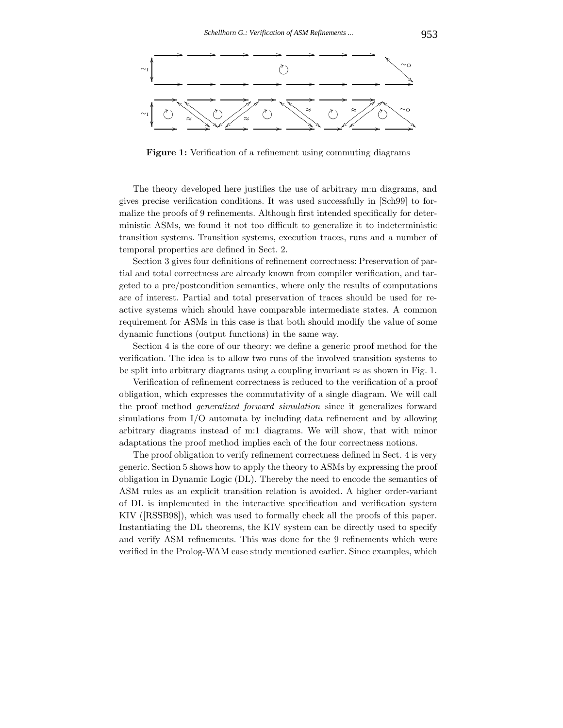**Figure 1:** Verification of a refinement using commuting diagrams

The theory developed here justifies the use of arbitrary m:n diagrams, and gives precise verification conditions. It was used successfully in [Sch99] to formalize the proofs of 9 refinements. Although first intended specifically for deterministic ASMs, we found it not too difficult to generalize it to indeterministic transition systems. Transition systems, execution traces, runs and a number of temporal properties are defined in Sect. 2.

Section 3 gives four definitions of refinement correctness: Preservation of partial and total correctness are already known from compiler verification, and targeted to a pre/postcondition semantics, where only the results of computations are of interest. Partial and total preservation of traces should be used for reactive systems which should have comparable intermediate states. A common requirement for ASMs in this case is that both should modify the value of some dynamic functions (output functions) in the same way.

Section 4 is the core of our theory: we define a generic proof method for the verification. The idea is to allow two runs of the involved transition systems to be split into arbitrary diagrams using a coupling invariant $\approx$ as shown in Fig. 1.

Verification of refinement correctness is reduced to the verification of a proof obligation, which expresses the commutativity of a single diagram. We will call the proof method *generalized forward simulation* since it generalizes forward simulations from I/O automata by including data refinement and by allowing arbitrary diagrams instead of m:1 diagrams. We will show, that with minor adaptations the proof method implies each of the four correctness notions.

The proof obligation to verify refinement correctness defined in Sect. 4 is very generic. Section 5 shows how to apply the theory to ASMs by expressing the proof obligation in Dynamic Logic (DL). Thereby the need to encode the semantics of ASM rules as an explicit transition relation is avoided. A higher order-variant of DL is implemented in the interactive specification and verification system KIV ([RSSB98]), which was used to formally check all the proofs of this paper. Instantiating the DL theorems, the KIV system can be directly used to specify and verify ASM refinements. This was done for the 9 refinements which were verified in the Prolog-WAM case study mentioned earlier. Since examples, which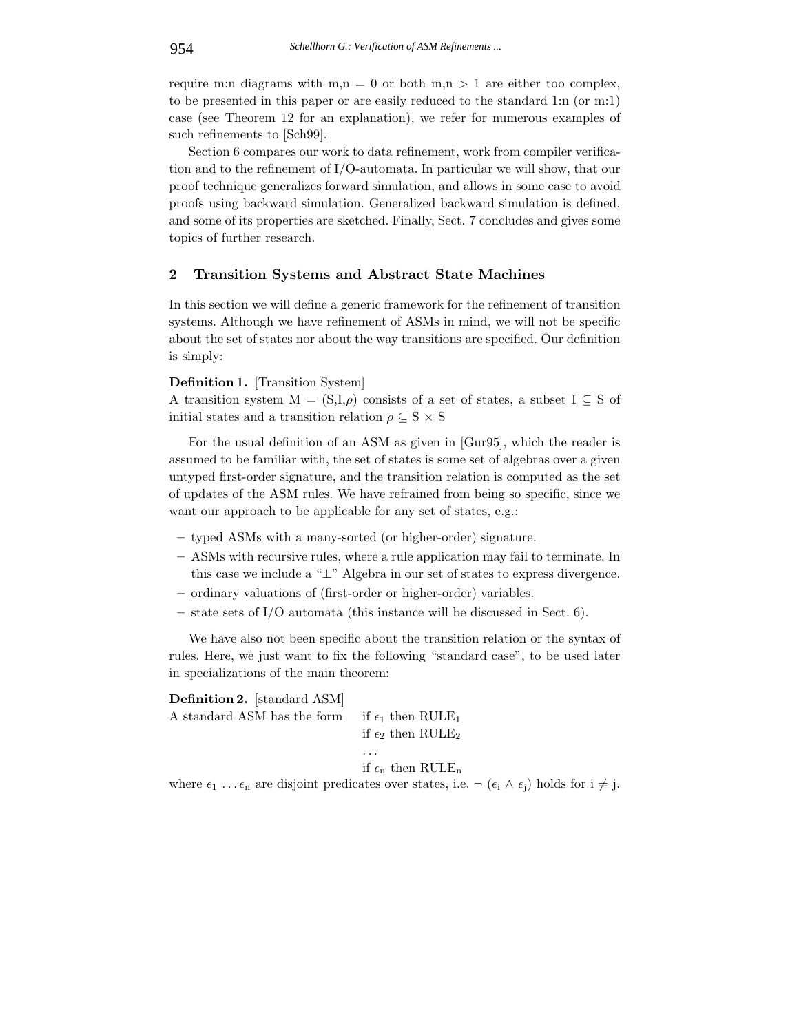require m:n diagrams with m,n = 0 or both m,n > 1 are either too complex, to be presented in this paper or are easily reduced to the standard 1:n (or m:1) case (see Theorem 12 for an explanation), we refer for numerous examples of such refinements to [Sch99].

Section 6 compares our work to data refinement, work from compiler verification and to the refinement of I/O-automata. In particular we will show, that our proof technique generalizes forward simulation, and allows in some case to avoid proofs using backward simulation. Generalized backward simulation is defined, and some of its properties are sketched. Finally, Sect. 7 concludes and gives some topics of further research.

## 2 Transition Systems and Abstract State Machines

In this section we will define a generic framework for the refinement of transition systems. Although we have refinement of ASMs in mind, we will not be specific about the set of states nor about the way transitions are specified. Our definition is simply:

**Definition 1.** [Transition System]
A transition system M = (S,I,$\rho$) consists of a set of states, a subset $I \subseteq S$ of initial states and a transition relation $\rho \subseteq S \times S$

For the usual definition of an ASM as given in [Gur95], which the reader is assumed to be familiar with, the set of states is some set of algebras over a given untyped first-order signature, and the transition relation is computed as the set of updates of the ASM rules. We have refrained from being so specific, since we want our approach to be applicable for any set of states, e.g.:

- typed ASMs with a many-sorted (or higher-order) signature.
- ASMs with recursive rules, where a rule application may fail to terminate. In this case we include a "$\perp$" Algebra in our set of states to express divergence.
- ordinary valuations of (first-order or higher-order) variables.
- state sets of I/O automata (this instance will be discussed in Sect. 6).

We have also not been specific about the transition relation or the syntax of rules. Here, we just want to fix the following "standard case", to be used later in specializations of the main theorem:

**Definition 2.** [standard ASM]
A standard ASM has the form

if $\epsilon_1$ then $\mathrm{RULE}_1$
if $\epsilon_2$ then $\mathrm{RULE}_2$
...
if $\epsilon_n$ then $\mathrm{RULE}_n$

where $\epsilon_1 \ldots \epsilon_n$ are disjoint predicates over states, i.e. $\neg\, (\epsilon_i \wedge \epsilon_j)$ holds for $i \neq j$.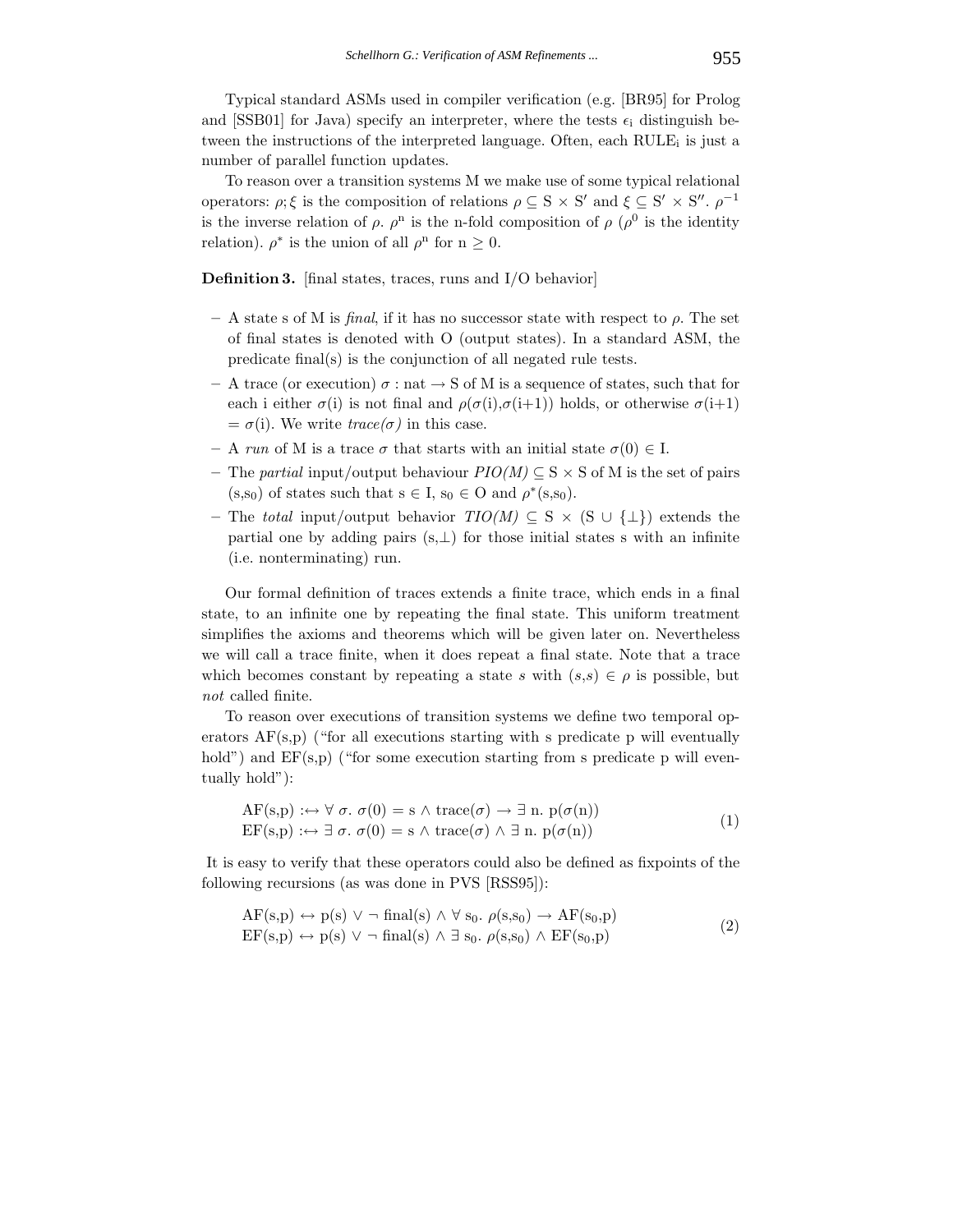Typical standard ASMs used in compiler verification (e.g. [BR95] for Prolog and [SSB01] for Java) specify an interpreter, where the tests $\epsilon_i$ distinguish between the instructions of the interpreted language. Often, each $\mathrm{RULE}_i$ is just a number of parallel function updates.

To reason over a transition systems M we make use of some typical relational operators: $\rho;\xi$ is the composition of relations $\rho \subseteq S \times S'$ and $\xi \subseteq S' \times S''$. $\rho^{-1}$ is the inverse relation of $\rho$. $\rho^n$ is the n-fold composition of $\rho$ ($\rho^0$ is the identity relation). $\rho^*$ is the union of all $\rho^n$ for $n \geq 0$.

**Definition 3.** [final states, traces, runs and I/O behavior]

- A state s of M is *final*, if it has no successor state with respect to $\rho$. The set of final states is denoted with O (output states). In a standard ASM, the predicate final(s) is the conjunction of all negated rule tests.
- A trace (or execution) $\sigma$ : nat $\rightarrow$ S of M is a sequence of states, such that for each i either $\sigma(i)$ is not final and $\rho(\sigma(i),\sigma(i+1))$ holds, or otherwise $\sigma(i+1) = \sigma(i)$. We write *trace($\sigma$)* in this case.
- A *run* of M is a trace $\sigma$ that starts with an initial state $\sigma(0) \in I$.
- The *partial* input/output behaviour *PIO(M)* $\subseteq S \times S$ of M is the set of pairs $(s,s_0)$ of states such that $s \in I$, $s_0 \in O$ and $\rho^*(s,s_0)$.
- The *total* input/output behavior *TIO(M)* $\subseteq S \times (S \cup \{\perp\})$ extends the partial one by adding pairs $(s,\perp)$ for those initial states s with an infinite (i.e. nonterminating) run.

Our formal definition of traces extends a finite trace, which ends in a final state, to an infinite one by repeating the final state. This uniform treatment simplifies the axioms and theorems which will be given later on. Nevertheless we will call a trace finite, when it does repeat a final state. Note that a trace which becomes constant by repeating a state $s$ with $(s,s) \in \rho$ is possible, but *not* called finite.

To reason over executions of transition systems we define two temporal operators AF(s,p) ("for all executions starting with s predicate p will eventually hold") and EF(s,p) ("for some execution starting from s predicate p will eventually hold"):

$$
\begin{aligned}
&\mathrm{AF}(s,p) :\leftrightarrow \forall\, \sigma.\ \sigma(0) = s \wedge \mathrm{trace}(\sigma) \rightarrow \exists\, n.\ p(\sigma(n)) \\
&\mathrm{EF}(s,p) :\leftrightarrow \exists\, \sigma.\ \sigma(0) = s \wedge \mathrm{trace}(\sigma) \wedge \exists\, n.\ p(\sigma(n))
\end{aligned}
\tag{1}
$$

It is easy to verify that these operators could also be defined as fixpoints of the following recursions (as was done in PVS [RSS95]):

$$
\begin{aligned}
&\mathrm{AF}(s,p) \leftrightarrow p(s) \vee \neg\, \mathrm{final}(s) \wedge \forall\, s_0.\ \rho(s,s_0) \rightarrow \mathrm{AF}(s_0,p) \\
&\mathrm{EF}(s,p) \leftrightarrow p(s) \vee \neg\, \mathrm{final}(s) \wedge \exists\, s_0.\ \rho(s,s_0) \wedge \mathrm{EF}(s_0,p)
\end{aligned}
\tag{2}
$$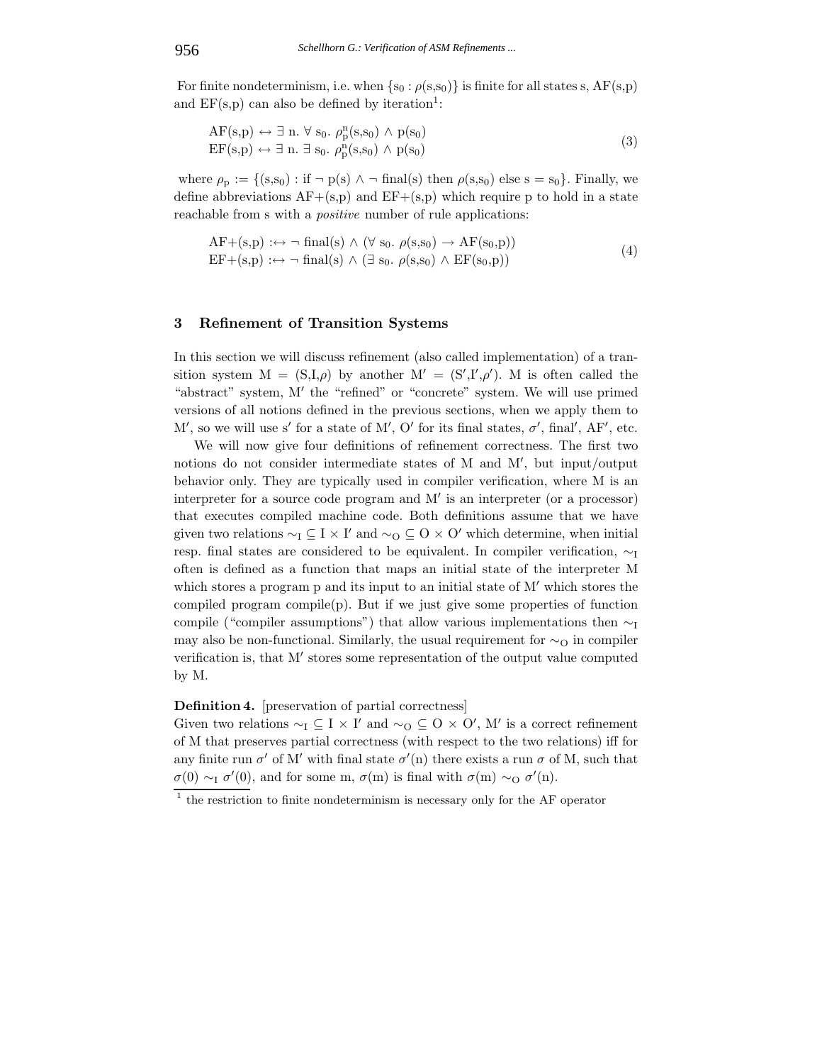For finite nondeterminism, i.e. when $\{s_0 : \rho(s,s_0)\}$ is finite for all states s, AF(s,p) and EF(s,p) can also be defined by iteration[1]:

$$
\begin{aligned}
&\mathrm{AF}(s,p) \leftrightarrow \exists\ n.\ \forall\ s_0.\ \rho_p^n(s,s_0) \wedge p(s_0)\\
&\mathrm{EF}(s,p) \leftrightarrow \exists\ n.\ \exists\ s_0.\ \rho_p^n(s,s_0) \wedge p(s_0)
\end{aligned} \tag{3}
$$

where $\rho_p := \{(s,s_0) : \text{if } \neg\, p(s) \wedge \neg\, \mathrm{final}(s) \text{ then } \rho(s,s_0) \text{ else } s = s_0\}$. Finally, we define abbreviations AF+(s,p) and EF+(s,p) which require p to hold in a state reachable from s with a *positive* number of rule applications:

$$
\begin{aligned}
&\mathrm{AF{+}}(s,p) :\leftrightarrow \neg\, \mathrm{final}(s) \wedge (\forall\ s_0.\ \rho(s,s_0) \rightarrow \mathrm{AF}(s_0,p))\\
&\mathrm{EF{+}}(s,p) :\leftrightarrow \neg\, \mathrm{final}(s) \wedge (\exists\ s_0.\ \rho(s,s_0) \wedge \mathrm{EF}(s_0,p))
\end{aligned} \tag{4}
$$

## 3 Refinement of Transition Systems

In this section we will discuss refinement (also called implementation) of a transition system $M = (S,I,\rho)$ by another $M' = (S',I',\rho')$. M is often called the "abstract" system, $M'$ the "refined" or "concrete" system. We will use primed versions of all notions defined in the previous sections, when we apply them to $M'$, so we will use $s'$ for a state of $M'$, $O'$ for its final states, $\sigma'$, final$'$, AF$'$, etc.

We will now give four definitions of refinement correctness. The first two notions do not consider intermediate states of M and $M'$, but input/output behavior only. They are typically used in compiler verification, where M is an interpreter for a source code program and $M'$ is an interpreter (or a processor) that executes compiled machine code. Both definitions assume that we have given two relations $\sim_I \subseteq I \times I'$ and $\sim_O \subseteq O \times O'$ which determine, when initial resp. final states are considered to be equivalent. In compiler verification, $\sim_I$ often is defined as a function that maps an initial state of the interpreter M which stores a program p and its input to an initial state of $M'$ which stores the compiled program compile(p). But if we just give some properties of function compile ("compiler assumptions") that allow various implementations then $\sim_I$ may also be non-functional. Similarly, the usual requirement for $\sim_O$ in compiler verification is, that $M'$ stores some representation of the output value computed by M.

**Definition 4.** [preservation of partial correctness]
Given two relations $\sim_I \subseteq I \times I'$ and $\sim_O \subseteq O \times O'$, $M'$ is a correct refinement of M that preserves partial correctness (with respect to the two relations) iff for any finite run $\sigma'$ of $M'$ with final state $\sigma'(n)$ there exists a run $\sigma$ of M, such that $\sigma(0) \sim_I \sigma'(0)$, and for some m, $\sigma(m)$ is final with $\sigma(m) \sim_O \sigma'(n)$.

[1] the restriction to finite nondeterminism is necessary only for the AF operator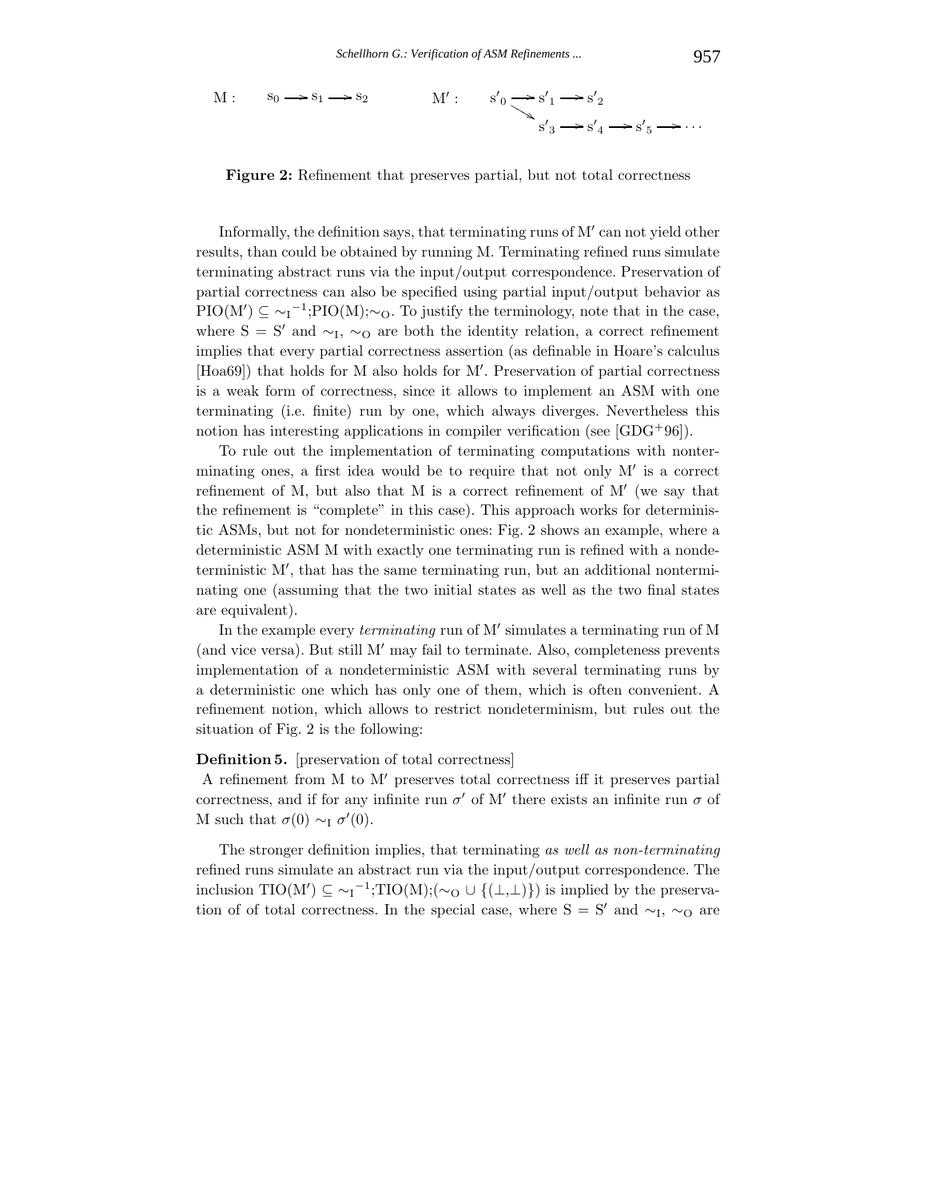$$\text{M}: \quad s_0 \longrightarrow s_1 \longrightarrow s_2 \qquad\qquad \text{M}': \quad s'_0 \longrightarrow s'_1 \longrightarrow s'_2$$
$$s'_0 \searrow s'_3 \longrightarrow s'_4 \longrightarrow s'_5 \longrightarrow \cdots$$

**Figure 2:** Refinement that preserves partial, but not total correctness

Informally, the definition says, that terminating runs of M′ can not yield other results, than could be obtained by running M. Terminating refined runs simulate terminating abstract runs via the input/output correspondence. Preservation of partial correctness can also be specified using partial input/output behavior as $\text{PIO}(\text{M}') \subseteq {\sim_\text{I}}^{-1};\text{PIO}(\text{M});\sim_\text{O}$. To justify the terminology, note that in the case, where $\text{S} = \text{S}'$ and $\sim_\text{I}$, $\sim_\text{O}$ are both the identity relation, a correct refinement implies that every partial correctness assertion (as definable in Hoare's calculus [Hoa69]) that holds for M also holds for M′. Preservation of partial correctness is a weak form of correctness, since it allows to implement an ASM with one terminating (i.e. finite) run by one, which always diverges. Nevertheless this notion has interesting applications in compiler verification (see [GDG+96]).

To rule out the implementation of terminating computations with nonterminating ones, a first idea would be to require that not only M′ is a correct refinement of M, but also that M is a correct refinement of M′ (we say that the refinement is "complete" in this case). This approach works for deterministic ASMs, but not for nondeterministic ones: Fig. 2 shows an example, where a deterministic ASM M with exactly one terminating run is refined with a nondeterministic M′, that has the same terminating run, but an additional nonterminating one (assuming that the two initial states as well as the two final states are equivalent).

In the example every *terminating* run of M′ simulates a terminating run of M (and vice versa). But still M′ may fail to terminate. Also, completeness prevents implementation of a nondeterministic ASM with several terminating runs by a deterministic one which has only one of them, which is often convenient. A refinement notion, which allows to restrict nondeterminism, but rules out the situation of Fig. 2 is the following:

**Definition 5.** [preservation of total correctness]
A refinement from M to M′ preserves total correctness iff it preserves partial correctness, and if for any infinite run $\sigma'$ of M′ there exists an infinite run $\sigma$ of M such that $\sigma(0) \sim_\text{I} \sigma'(0)$.

The stronger definition implies, that terminating *as well as non-terminating* refined runs simulate an abstract run via the input/output correspondence. The inclusion $\text{TIO}(\text{M}') \subseteq {\sim_\text{I}}^{-1};\text{TIO}(\text{M});(\sim_\text{O} \cup \{(\bot,\bot)\})$ is implied by the preservation of of total correctness. In the special case, where $\text{S} = \text{S}'$ and $\sim_\text{I}$, $\sim_\text{O}$ are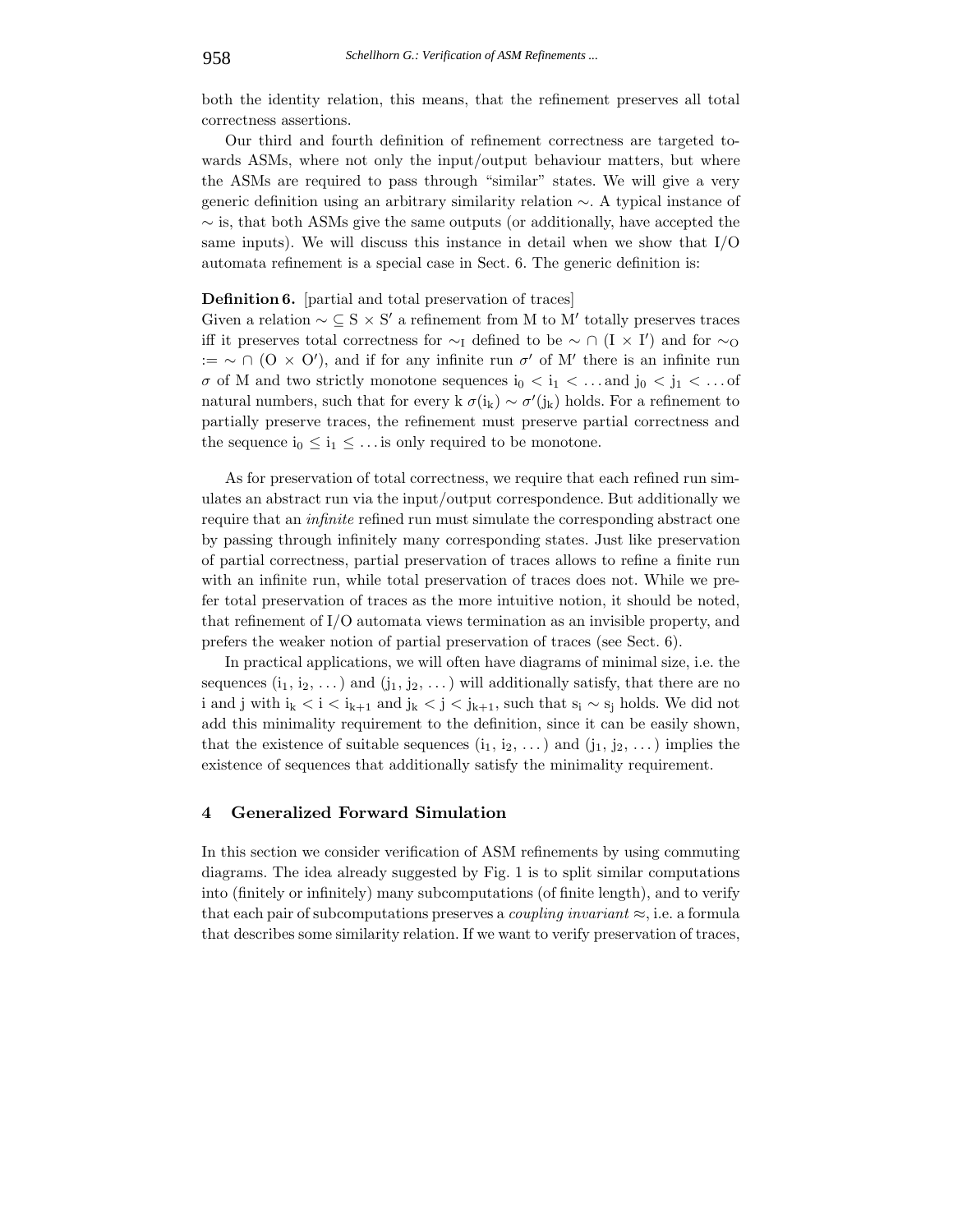both the identity relation, this means, that the refinement preserves all total correctness assertions.

Our third and fourth definition of refinement correctness are targeted towards ASMs, where not only the input/output behaviour matters, but where the ASMs are required to pass through "similar" states. We will give a very generic definition using an arbitrary similarity relation $\sim$. A typical instance of $\sim$ is, that both ASMs give the same outputs (or additionally, have accepted the same inputs). We will discuss this instance in detail when we show that I/O automata refinement is a special case in Sect. 6. The generic definition is:

**Definition 6.** [partial and total preservation of traces]
Given a relation $\sim \subseteq S \times S'$ a refinement from M to M′ totally preserves traces iff it preserves total correctness for $\sim_I$ defined to be $\sim \cap (I \times I')$ and for $\sim_O := \sim \cap (O \times O')$, and if for any infinite run $\sigma'$ of M′ there is an infinite run $\sigma$ of M and two strictly monotone sequences $i_0 < i_1 < \ldots$ and $j_0 < j_1 < \ldots$ of natural numbers, such that for every k $\sigma(i_k) \sim \sigma'(j_k)$ holds. For a refinement to partially preserve traces, the refinement must preserve partial correctness and the sequence $i_0 \leq i_1 \leq \ldots$ is only required to be monotone.

As for preservation of total correctness, we require that each refined run simulates an abstract run via the input/output correspondence. But additionally we require that an *infinite* refined run must simulate the corresponding abstract one by passing through infinitely many corresponding states. Just like preservation of partial correctness, partial preservation of traces allows to refine a finite run with an infinite run, while total preservation of traces does not. While we prefer total preservation of traces as the more intuitive notion, it should be noted, that refinement of I/O automata views termination as an invisible property, and prefers the weaker notion of partial preservation of traces (see Sect. 6).

In practical applications, we will often have diagrams of minimal size, i.e. the sequences $(i_1, i_2, \ldots)$ and $(j_1, j_2, \ldots)$ will additionally satisfy, that there are no i and j with $i_k < i < i_{k+1}$ and $j_k < j < j_{k+1}$, such that $s_i \sim s_j$ holds. We did not add this minimality requirement to the definition, since it can be easily shown, that the existence of suitable sequences $(i_1, i_2, \ldots)$ and $(j_1, j_2, \ldots)$ implies the existence of sequences that additionally satisfy the minimality requirement.

## 4 Generalized Forward Simulation

In this section we consider verification of ASM refinements by using commuting diagrams. The idea already suggested by Fig. 1 is to split similar computations into (finitely or infinitely) many subcomputations (of finite length), and to verify that each pair of subcomputations preserves a *coupling invariant* $\approx$, i.e. a formula that describes some similarity relation. If we want to verify preservation of traces,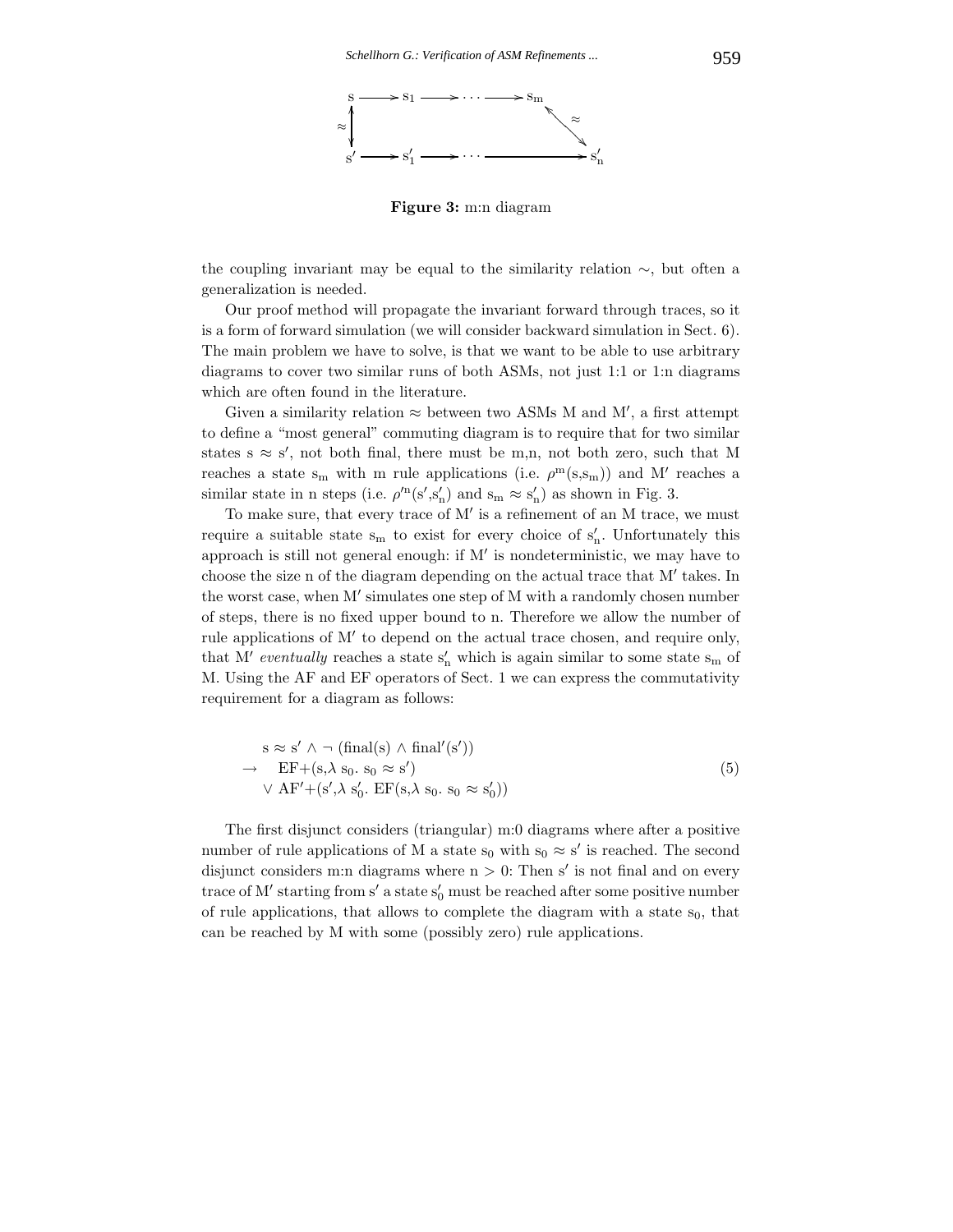**Figure 3:** m:n diagram

the coupling invariant may be equal to the similarity relation $\sim$, but often a generalization is needed.

Our proof method will propagate the invariant forward through traces, so it is a form of forward simulation (we will consider backward simulation in Sect. 6). The main problem we have to solve, is that we want to be able to use arbitrary diagrams to cover two similar runs of both ASMs, not just 1:1 or 1:n diagrams which are often found in the literature.

Given a similarity relation $\approx$ between two ASMs M and M′, a first attempt to define a "most general" commuting diagram is to require that for two similar states $s \approx s'$, not both final, there must be m,n, not both zero, such that M reaches a state $s_m$ with m rule applications (i.e. $\rho^m(s,s_m)$) and M′ reaches a similar state in n steps (i.e. $\rho'^n(s',s'_n)$ and $s_m \approx s'_n$) as shown in Fig. 3.

To make sure, that every trace of M′ is a refinement of an M trace, we must require a suitable state $s_m$ to exist for every choice of $s'_n$. Unfortunately this approach is still not general enough: if M′ is nondeterministic, we may have to choose the size n of the diagram depending on the actual trace that M′ takes. In the worst case, when M′ simulates one step of M with a randomly chosen number of steps, there is no fixed upper bound to n. Therefore we allow the number of rule applications of M′ to depend on the actual trace chosen, and require only, that M′ *eventually* reaches a state $s'_n$ which is again similar to some state $s_m$ of M. Using the AF and EF operators of Sect. 1 we can express the commutativity requirement for a diagram as follows:

$$
\begin{aligned}
& s \approx s' \wedge \neg\, (\text{final}(s) \wedge \text{final}'(s')) \\
\rightarrow \quad & \text{EF+}(s, \lambda\, s_0.\ s_0 \approx s') \\
& \vee\ \text{AF}'\text{+}(s', \lambda\, s'_0.\ \text{EF}(s, \lambda\, s_0.\ s_0 \approx s'_0))
\end{aligned}
\tag{5}
$$

The first disjunct considers (triangular) m:0 diagrams where after a positive number of rule applications of M a state $s_0$ with $s_0 \approx s'$ is reached. The second disjunct considers m:n diagrams where $n > 0$: Then $s'$ is not final and on every trace of M′ starting from $s'$ a state $s'_0$ must be reached after some positive number of rule applications, that allows to complete the diagram with a state $s_0$, that can be reached by M with some (possibly zero) rule applications.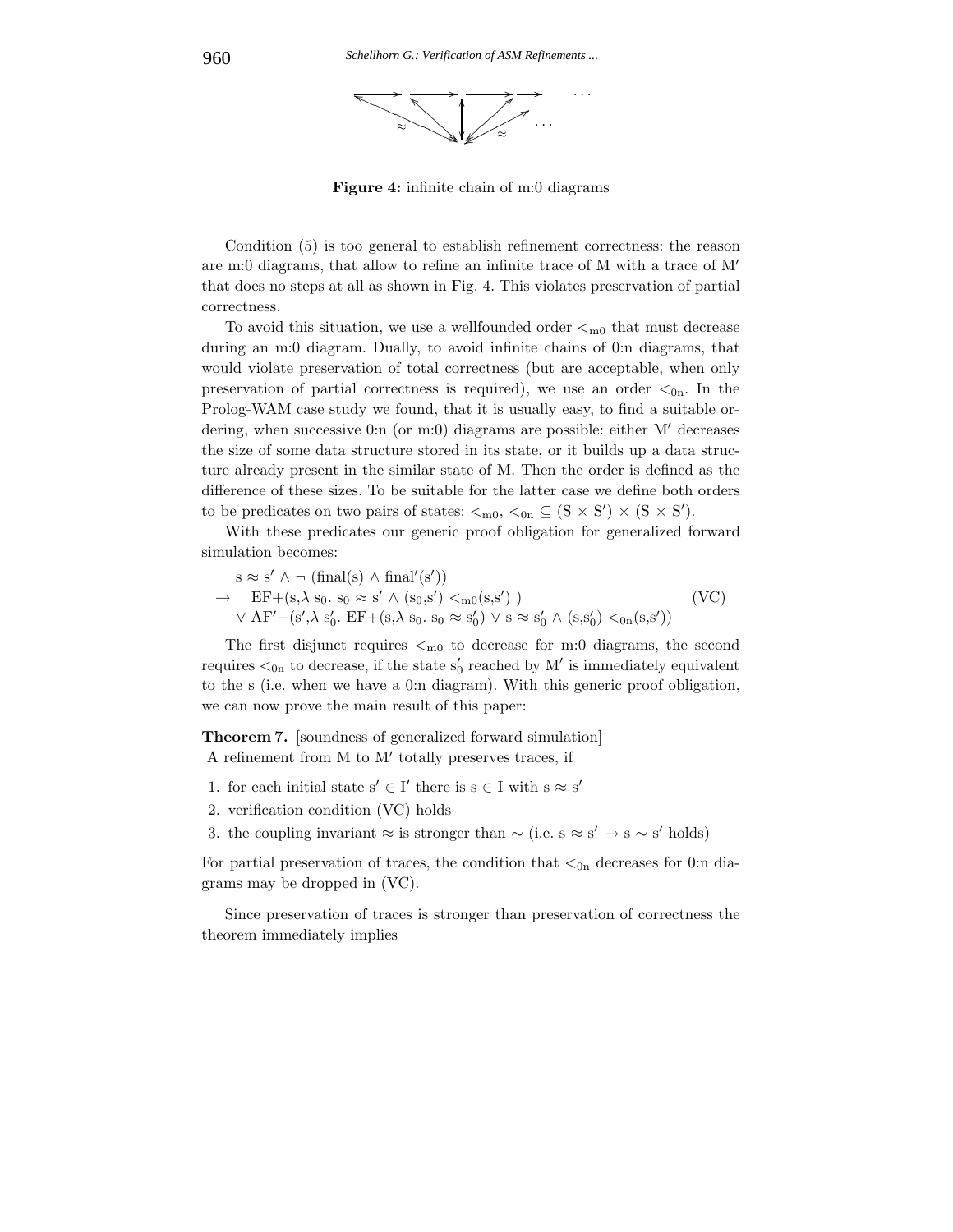**Figure 4:** infinite chain of m:0 diagrams

Condition (5) is too general to establish refinement correctness: the reason are m:0 diagrams, that allow to refine an infinite trace of M with a trace of M′ that does no steps at all as shown in Fig. 4. This violates preservation of partial correctness.

To avoid this situation, we use a wellfounded order $<_{m0}$ that must decrease during an m:0 diagram. Dually, to avoid infinite chains of 0:n diagrams, that would violate preservation of total correctness (but are acceptable, when only preservation of partial correctness is required), we use an order $<_{0n}$. In the Prolog-WAM case study we found, that it is usually easy, to find a suitable ordering, when successive 0:n (or m:0) diagrams are possible: either M′ decreases the size of some data structure stored in its state, or it builds up a data structure already present in the similar state of M. Then the order is defined as the difference of these sizes. To be suitable for the latter case we define both orders to be predicates on two pairs of states: $<_{m0}, <_{0n} \subseteq (S \times S') \times (S \times S')$.

With these predicates our generic proof obligation for generalized forward simulation becomes:

$$
\begin{array}{ll}
& s \approx s' \wedge \neg\, (\text{final}(s) \wedge \text{final}'(s')) \\
\rightarrow & \text{EF+}(s, \lambda\, s_0.\; s_0 \approx s' \wedge (s_0,s') <_{m0} (s,s')\;) \\
& \vee\; \text{AF}'\text{+}(s', \lambda\, s'_0.\; \text{EF+}(s, \lambda\, s_0.\; s_0 \approx s'_0) \vee s \approx s'_0 \wedge (s,s'_0) <_{0n} (s,s'))
\end{array}
\quad \text{(VC)}
$$

The first disjunct requires $<_{m0}$ to decrease for m:0 diagrams, the second requires $<_{0n}$ to decrease, if the state $s'_0$ reached by M′ is immediately equivalent to the s (i.e. when we have a 0:n diagram). With this generic proof obligation, we can now prove the main result of this paper:

**Theorem 7.** [soundness of generalized forward simulation]
A refinement from M to M′ totally preserves traces, if

1. for each initial state $s' \in I'$ there is $s \in I$ with $s \approx s'$
2. verification condition (VC) holds
3. the coupling invariant $\approx$ is stronger than $\sim$ (i.e. $s \approx s' \rightarrow s \sim s'$ holds)

For partial preservation of traces, the condition that $<_{0n}$ decreases for 0:n diagrams may be dropped in (VC).

Since preservation of traces is stronger than preservation of correctness the theorem immediately implies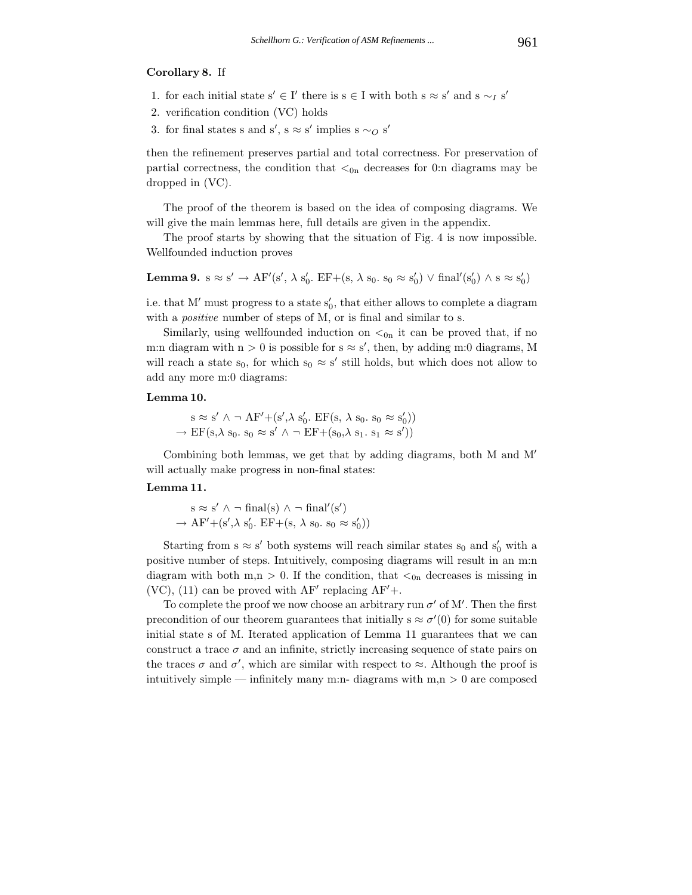**Corollary 8.** If

1. for each initial state $s' \in I'$ there is $s \in I$ with both $s \approx s'$ and $s \sim_I s'$
2. verification condition (VC) holds
3. for final states s and $s'$, $s \approx s'$ implies $s \sim_O s'$

then the refinement preserves partial and total correctness. For preservation of partial correctness, the condition that $<_{0n}$ decreases for 0:n diagrams may be dropped in (VC).

The proof of the theorem is based on the idea of composing diagrams. We will give the main lemmas here, full details are given in the appendix.

The proof starts by showing that the situation of Fig. 4 is now impossible. Wellfounded induction proves

**Lemma 9.** $s \approx s' \rightarrow AF'(s', \lambda\, s'_0.\ EF+(s, \lambda\, s_0.\ s_0 \approx s'_0) \vee final'(s'_0) \wedge s \approx s'_0)$

i.e. that $M'$ must progress to a state $s'_0$, that either allows to complete a diagram with a *positive* number of steps of M, or is final and similar to s.

Similarly, using wellfounded induction on $<_{0n}$ it can be proved that, if no m:n diagram with $n > 0$ is possible for $s \approx s'$, then, by adding m:0 diagrams, M will reach a state $s_0$, for which $s_0 \approx s'$ still holds, but which does not allow to add any more m:0 diagrams:

**Lemma 10.**

$$\begin{aligned}&s \approx s' \wedge \neg\ AF'+(s', \lambda\, s'_0.\ EF(s, \lambda\, s_0.\ s_0 \approx s'_0))\\ \rightarrow\ &EF(s, \lambda\, s_0.\ s_0 \approx s' \wedge \neg\ EF+(s_0, \lambda\, s_1.\ s_1 \approx s'))\end{aligned}$$

Combining both lemmas, we get that by adding diagrams, both M and $M'$ will actually make progress in non-final states:

**Lemma 11.**

$$\begin{aligned}&s \approx s' \wedge \neg\ final(s) \wedge \neg\ final'(s')\\ \rightarrow\ &AF'+(s', \lambda\, s'_0.\ EF+(s, \lambda\, s_0.\ s_0 \approx s'_0))\end{aligned}$$

Starting from $s \approx s'$ both systems will reach similar states $s_0$ and $s'_0$ with a positive number of steps. Intuitively, composing diagrams will result in an m:n diagram with both $m,n > 0$. If the condition, that $<_{0n}$ decreases is missing in (VC), (11) can be proved with $AF'$ replacing $AF'+$.

To complete the proof we now choose an arbitrary run $\sigma'$ of $M'$. Then the first precondition of our theorem guarantees that initially $s \approx \sigma'(0)$ for some suitable initial state s of M. Iterated application of Lemma 11 guarantees that we can construct a trace $\sigma$ and an infinite, strictly increasing sequence of state pairs on the traces $\sigma$ and $\sigma'$, which are similar with respect to $\approx$. Although the proof is intuitively simple — infinitely many m:n- diagrams with $m,n > 0$ are composed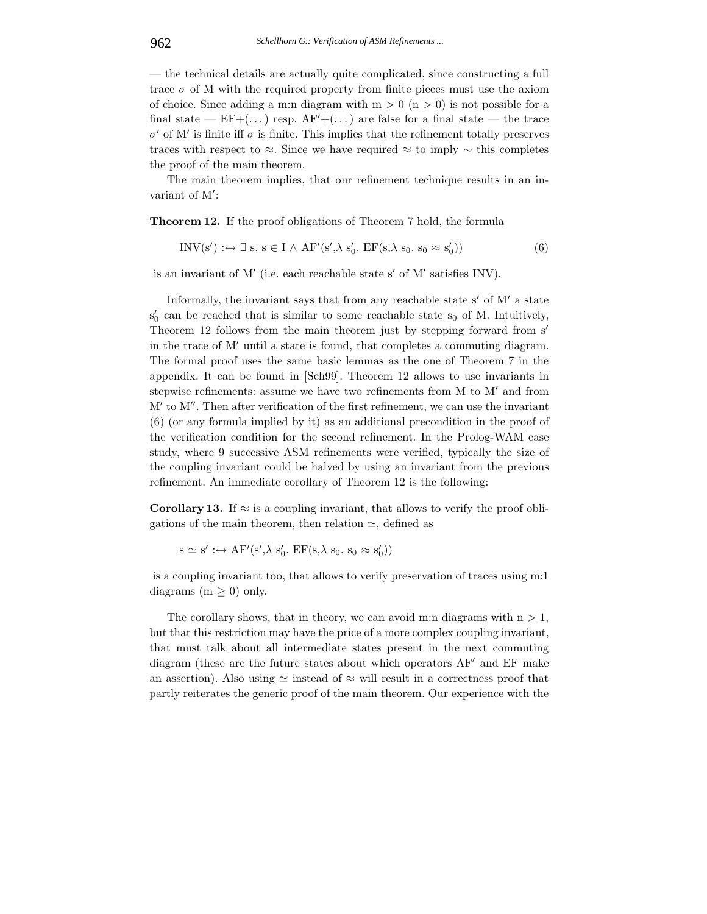— the technical details are actually quite complicated, since constructing a full trace $\sigma$ of M with the required property from finite pieces must use the axiom of choice. Since adding a m:n diagram with $m > 0$ ($n > 0$) is not possible for a final state — EF+(…) resp. AF′+(…) are false for a final state — the trace $\sigma'$ of M′ is finite iff $\sigma$ is finite. This implies that the refinement totally preserves traces with respect to $\approx$. Since we have required $\approx$ to imply $\sim$ this completes the proof of the main theorem.

The main theorem implies, that our refinement technique results in an invariant of M′:

**Theorem 12.** If the proof obligations of Theorem 7 hold, the formula

$$\mathrm{INV}(s') :\leftrightarrow \exists\, s.\ s \in I \wedge \mathrm{AF}'(s', \lambda\, s'_0.\ \mathrm{EF}(s, \lambda\, s_0.\ s_0 \approx s'_0)) \tag{6}$$

is an invariant of M′ (i.e. each reachable state s′ of M′ satisfies INV).

Informally, the invariant says that from any reachable state s′ of M′ a state $s'_0$ can be reached that is similar to some reachable state $s_0$ of M. Intuitively, Theorem 12 follows from the main theorem just by stepping forward from s′ in the trace of M′ until a state is found, that completes a commuting diagram. The formal proof uses the same basic lemmas as the one of Theorem 7 in the appendix. It can be found in [Sch99]. Theorem 12 allows to use invariants in stepwise refinements: assume we have two refinements from M to M′ and from M′ to M″. Then after verification of the first refinement, we can use the invariant (6) (or any formula implied by it) as an additional precondition in the proof of the verification condition for the second refinement. In the Prolog-WAM case study, where 9 successive ASM refinements were verified, typically the size of the coupling invariant could be halved by using an invariant from the previous refinement. An immediate corollary of Theorem 12 is the following:

**Corollary 13.** If $\approx$ is a coupling invariant, that allows to verify the proof obligations of the main theorem, then relation $\simeq$, defined as

$$s \simeq s' :\leftrightarrow \mathrm{AF}'(s', \lambda\, s'_0.\ \mathrm{EF}(s, \lambda\, s_0.\ s_0 \approx s'_0))$$

is a coupling invariant too, that allows to verify preservation of traces using m:1 diagrams ($m \geq 0$) only.

The corollary shows, that in theory, we can avoid m:n diagrams with $n > 1$, but that this restriction may have the price of a more complex coupling invariant, that must talk about all intermediate states present in the next commuting diagram (these are the future states about which operators AF′ and EF make an assertion). Also using $\simeq$ instead of $\approx$ will result in a correctness proof that partly reiterates the generic proof of the main theorem. Our experience with the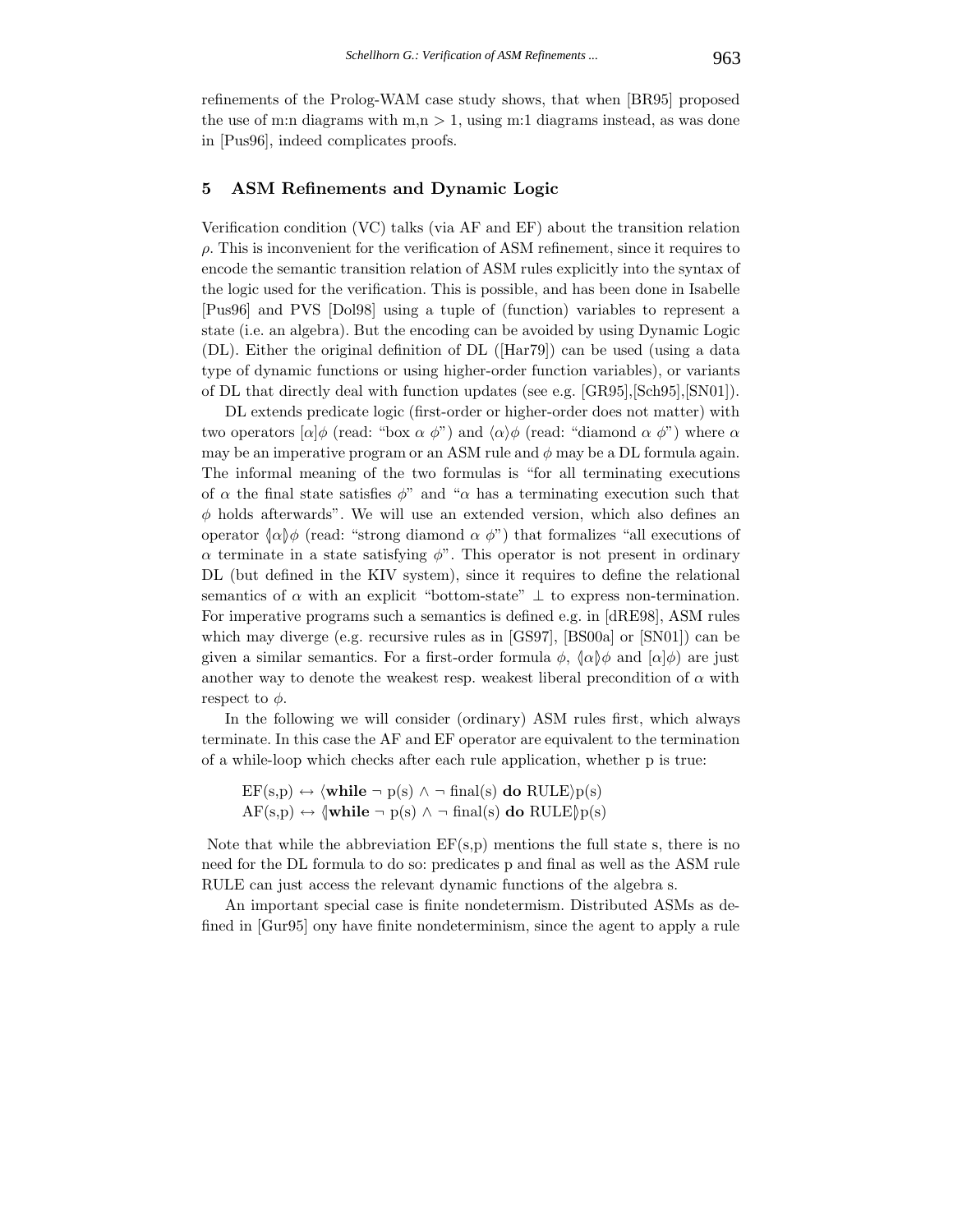refinements of the Prolog-WAM case study shows, that when [BR95] proposed the use of m:n diagrams with m,n $> 1$, using m:1 diagrams instead, as was done in [Pus96], indeed complicates proofs.

## 5 ASM Refinements and Dynamic Logic

Verification condition (VC) talks (via AF and EF) about the transition relation $\rho$. This is inconvenient for the verification of ASM refinement, since it requires to encode the semantic transition relation of ASM rules explicitly into the syntax of the logic used for the verification. This is possible, and has been done in Isabelle [Pus96] and PVS [Dol98] using a tuple of (function) variables to represent a state (i.e. an algebra). But the encoding can be avoided by using Dynamic Logic (DL). Either the original definition of DL ([Har79]) can be used (using a data type of dynamic functions or using higher-order function variables), or variants of DL that directly deal with function updates (see e.g. [GR95],[Sch95],[SN01]).

DL extends predicate logic (first-order or higher-order does not matter) with two operators $[\alpha]\phi$ (read: "box $\alpha$ $\phi$") and $\langle\alpha\rangle\phi$ (read: "diamond $\alpha$ $\phi$") where $\alpha$ may be an imperative program or an ASM rule and $\phi$ may be a DL formula again. The informal meaning of the two formulas is "for all terminating executions of $\alpha$ the final state satisfies $\phi$" and "$\alpha$ has a terminating execution such that $\phi$ holds afterwards". We will use an extended version, which also defines an operator $\langle\!|\alpha|\!\rangle\phi$ (read: "strong diamond $\alpha$ $\phi$") that formalizes "all executions of $\alpha$ terminate in a state satisfying $\phi$". This operator is not present in ordinary DL (but defined in the KIV system), since it requires to define the relational semantics of $\alpha$ with an explicit "bottom-state" $\perp$ to express non-termination. For imperative programs such a semantics is defined e.g. in [dRE98], ASM rules which may diverge (e.g. recursive rules as in [GS97], [BS00a] or [SN01]) can be given a similar semantics. For a first-order formula $\phi$, $\langle\!|\alpha|\!\rangle\phi$ and $[\alpha]\phi$) are just another way to denote the weakest resp. weakest liberal precondition of $\alpha$ with respect to $\phi$.

In the following we will consider (ordinary) ASM rules first, which always terminate. In this case the AF and EF operator are equivalent to the termination of a while-loop which checks after each rule application, whether p is true:

$$\mathrm{EF}(s,p) \leftrightarrow \langle \textbf{while} \neg\, \mathrm{p(s)} \wedge \neg\, \mathrm{final(s)}\ \textbf{do}\ \mathrm{RULE}\rangle \mathrm{p(s)}$$
$$\mathrm{AF}(s,p) \leftrightarrow \langle\!| \textbf{while} \neg\, \mathrm{p(s)} \wedge \neg\, \mathrm{final(s)}\ \textbf{do}\ \mathrm{RULE}|\!\rangle \mathrm{p(s)}$$

Note that while the abbreviation EF(s,p) mentions the full state s, there is no need for the DL formula to do so: predicates p and final as well as the ASM rule RULE can just access the relevant dynamic functions of the algebra s.

An important special case is finite nondetermism. Distributed ASMs as defined in [Gur95] ony have finite nondeterminism, since the agent to apply a rule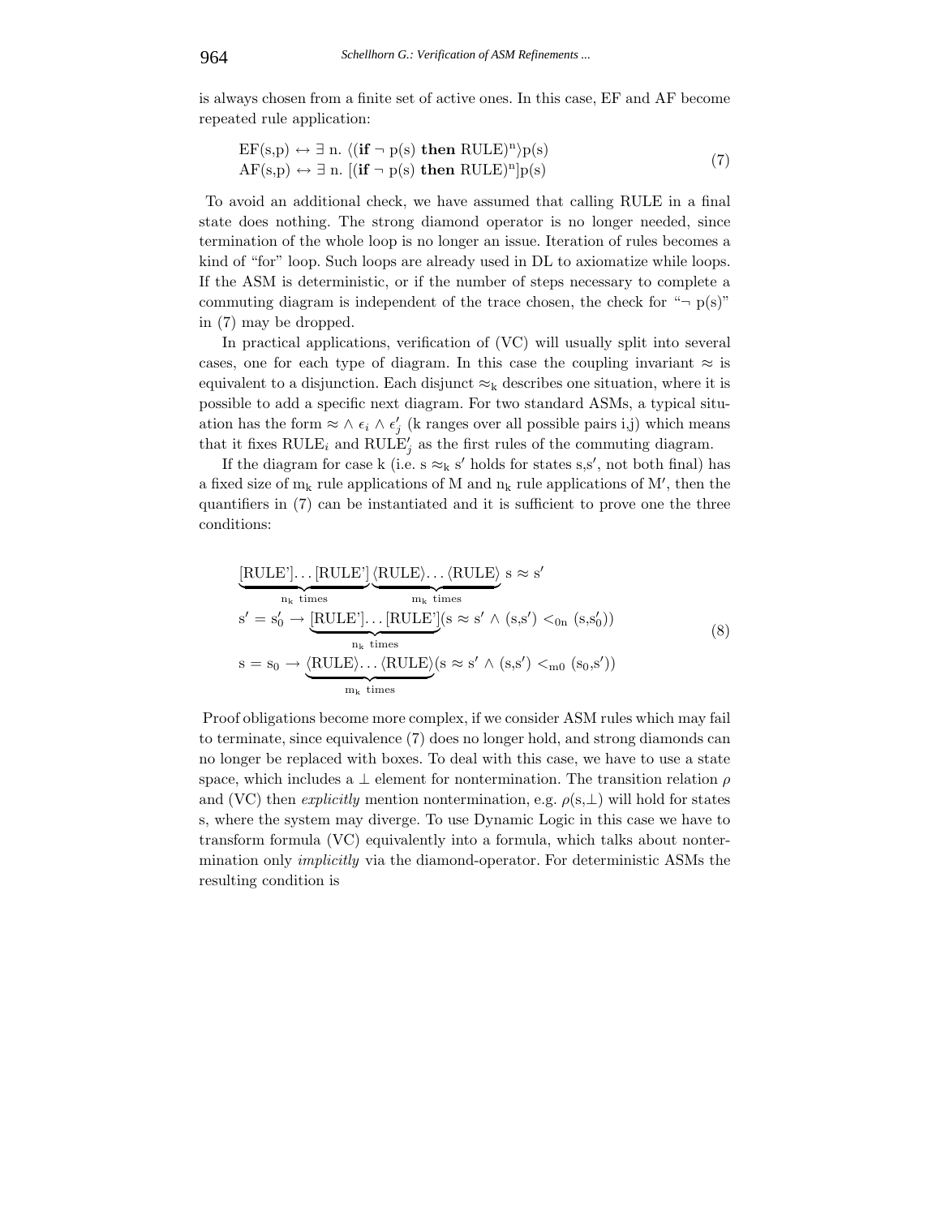is always chosen from a finite set of active ones. In this case, EF and AF become repeated rule application:

$$
\begin{aligned}
&\mathrm{EF(s,p)} \leftrightarrow \exists\, \mathrm{n}.\ \langle(\textbf{if}\ \neg\ \mathrm{p(s)}\ \textbf{then}\ \mathrm{RULE})^{\mathrm{n}}\rangle \mathrm{p(s)} \\
&\mathrm{AF(s,p)} \leftrightarrow \exists\, \mathrm{n}.\ [(\textbf{if}\ \neg\ \mathrm{p(s)}\ \textbf{then}\ \mathrm{RULE})^{\mathrm{n}}]\mathrm{p(s)}
\end{aligned}
\tag{7}
$$

To avoid an additional check, we have assumed that calling RULE in a final state does nothing. The strong diamond operator is no longer needed, since termination of the whole loop is no longer an issue. Iteration of rules becomes a kind of "for" loop. Such loops are already used in DL to axiomatize while loops. If the ASM is deterministic, or if the number of steps necessary to complete a commuting diagram is independent of the trace chosen, the check for "$\neg$ p(s)" in (7) may be dropped.

In practical applications, verification of (VC) will usually split into several cases, one for each type of diagram. In this case the coupling invariant $\approx$ is equivalent to a disjunction. Each disjunct $\approx_{\mathrm{k}}$ describes one situation, where it is possible to add a specific next diagram. For two standard ASMs, a typical situation has the form $\approx \wedge\, \epsilon_i \wedge \epsilon'_j$ (k ranges over all possible pairs i,j) which means that it fixes $\mathrm{RULE}_i$ and $\mathrm{RULE}'_j$ as the first rules of the commuting diagram.

If the diagram for case k (i.e. $\mathrm{s} \approx_{\mathrm{k}} \mathrm{s}'$ holds for states s,s$'$, not both final) has a fixed size of $\mathrm{m_k}$ rule applications of M and $\mathrm{n_k}$ rule applications of M$'$, then the quantifiers in (7) can be instantiated and it is sufficient to prove one the three conditions:

$$
\begin{aligned}
&\underbrace{[\mathrm{RULE'}]\ldots[\mathrm{RULE'}]}_{\mathrm{n_k\ times}}\underbrace{\langle\mathrm{RULE}\rangle\ldots\langle\mathrm{RULE}\rangle}_{\mathrm{m_k\ times}}\ \mathrm{s} \approx \mathrm{s}' \\
&\mathrm{s}' = \mathrm{s}'_0 \rightarrow \underbrace{[\mathrm{RULE'}]\ldots[\mathrm{RULE'}]}_{\mathrm{n_k\ times}}(\mathrm{s} \approx \mathrm{s}' \wedge (\mathrm{s,s}') <_{0\mathrm{n}} (\mathrm{s,s}'_0)) \\
&\mathrm{s} = \mathrm{s}_0 \rightarrow \underbrace{\langle\mathrm{RULE}\rangle\ldots\langle\mathrm{RULE}\rangle}_{\mathrm{m_k\ times}}(\mathrm{s} \approx \mathrm{s}' \wedge (\mathrm{s,s}') <_{\mathrm{m}0} (\mathrm{s}_0,\mathrm{s}'))
\end{aligned}
\tag{8}
$$

Proof obligations become more complex, if we consider ASM rules which may fail to terminate, since equivalence (7) does no longer hold, and strong diamonds can no longer be replaced with boxes. To deal with this case, we have to use a state space, which includes a $\perp$ element for nontermination. The transition relation $\rho$ and (VC) then *explicitly* mention nontermination, e.g. $\rho(\mathrm{s},\perp)$ will hold for states s, where the system may diverge. To use Dynamic Logic in this case we have to transform formula (VC) equivalently into a formula, which talks about nontermination only *implicitly* via the diamond-operator. For deterministic ASMs the resulting condition is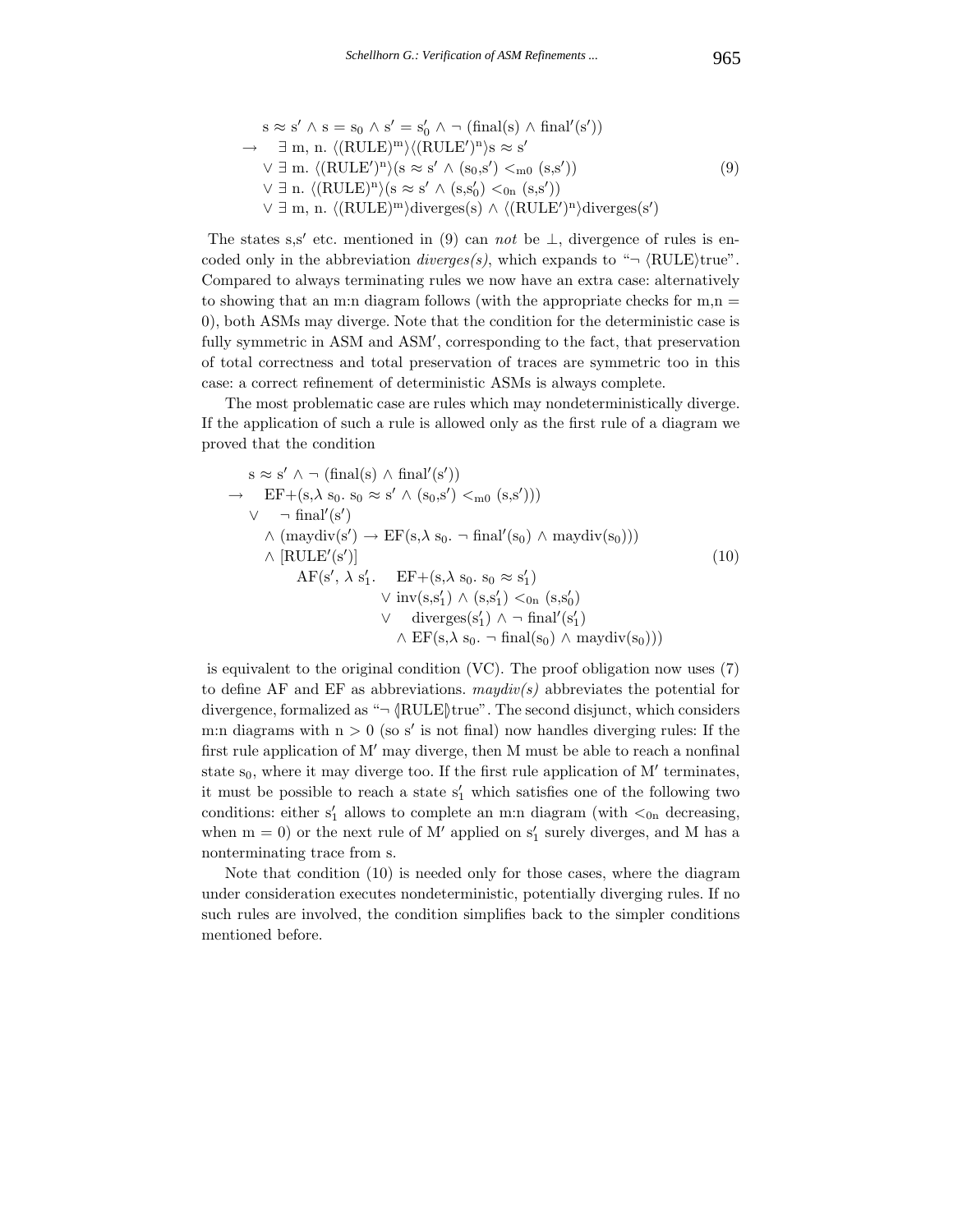$$
\begin{array}{ll}
& \mathrm{s} \approx \mathrm{s}' \wedge \mathrm{s} = \mathrm{s}_0 \wedge \mathrm{s}' = \mathrm{s}'_0 \wedge \neg\ (\mathrm{final(s)} \wedge \mathrm{final}'(\mathrm{s}')) \\
\rightarrow & \exists\ \mathrm{m, n.}\ \langle(\mathrm{RULE})^{\mathrm{m}}\rangle\langle(\mathrm{RULE}')^{\mathrm{n}}\rangle \mathrm{s} \approx \mathrm{s}' \\
& \vee\ \exists\ \mathrm{m.}\ \langle(\mathrm{RULE}')^{\mathrm{n}}\rangle(\mathrm{s} \approx \mathrm{s}' \wedge (\mathrm{s}_0,\mathrm{s}') <_{\mathrm{m0}} (\mathrm{s},\mathrm{s}')) \\
& \vee\ \exists\ \mathrm{n.}\ \langle(\mathrm{RULE})^{\mathrm{n}}\rangle(\mathrm{s} \approx \mathrm{s}' \wedge (\mathrm{s},\mathrm{s}'_0) <_{\mathrm{0n}} (\mathrm{s},\mathrm{s}')) \\
& \vee\ \exists\ \mathrm{m, n.}\ \langle(\mathrm{RULE})^{\mathrm{m}}\rangle \mathrm{diverges(s)} \wedge \langle(\mathrm{RULE}')^{\mathrm{n}}\rangle \mathrm{diverges(s')}
\end{array}
\tag{9}
$$

The states s,s′ etc. mentioned in (9) can *not* be $\bot$, divergence of rules is encoded only in the abbreviation *diverges(s)*, which expands to "$\neg\ \langle\mathrm{RULE}\rangle\mathrm{true}$". Compared to always terminating rules we now have an extra case: alternatively to showing that an m:n diagram follows (with the appropriate checks for m,n = 0), both ASMs may diverge. Note that the condition for the deterministic case is fully symmetric in ASM and ASM′, corresponding to the fact, that preservation of total correctness and total preservation of traces are symmetric too in this case: a correct refinement of deterministic ASMs is always complete.

The most problematic case are rules which may nondeterministically diverge. If the application of such a rule is allowed only as the first rule of a diagram we proved that the condition

$$
\begin{array}{ll}
& \mathrm{s} \approx \mathrm{s}' \wedge \neg\ (\mathrm{final(s)} \wedge \mathrm{final}'(\mathrm{s}')) \\
\rightarrow & \mathrm{EF+}(\mathrm{s},\lambda\ \mathrm{s}_0.\ \mathrm{s}_0 \approx \mathrm{s}' \wedge (\mathrm{s}_0,\mathrm{s}') <_{\mathrm{m0}} (\mathrm{s},\mathrm{s}'))) \\
\vee & \neg\ \mathrm{final}'(\mathrm{s}') \\
& \wedge\ (\mathrm{maydiv}(\mathrm{s}') \rightarrow \mathrm{EF}(\mathrm{s},\lambda\ \mathrm{s}_0.\ \neg\ \mathrm{final}'(\mathrm{s}_0) \wedge \mathrm{maydiv}(\mathrm{s}_0))) \\
& \wedge\ [\mathrm{RULE}'(\mathrm{s}')] \\
& \qquad \mathrm{AF}(\mathrm{s}',\ \lambda\ \mathrm{s}'_1.\quad \mathrm{EF+}(\mathrm{s},\lambda\ \mathrm{s}_0.\ \mathrm{s}_0 \approx \mathrm{s}'_1) \\
& \qquad\qquad\qquad \vee\ \mathrm{inv}(\mathrm{s},\mathrm{s}'_1) \wedge (\mathrm{s},\mathrm{s}'_1) <_{\mathrm{0n}} (\mathrm{s},\mathrm{s}'_0) \\
& \qquad\qquad\qquad \vee\quad \mathrm{diverges}(\mathrm{s}'_1) \wedge \neg\ \mathrm{final}'(\mathrm{s}'_1) \\
& \qquad\qquad\qquad\quad \wedge\ \mathrm{EF}(\mathrm{s},\lambda\ \mathrm{s}_0.\ \neg\ \mathrm{final}(\mathrm{s}_0) \wedge \mathrm{maydiv}(\mathrm{s}_0)))
\end{array}
\tag{10}
$$

is equivalent to the original condition (VC). The proof obligation now uses (7) to define AF and EF as abbreviations. *maydiv(s)* abbreviates the potential for divergence, formalized as "$\neg\ \langle\!|\mathrm{RULE}|\!\rangle\mathrm{true}$". The second disjunct, which considers m:n diagrams with $n > 0$ (so s′ is not final) now handles diverging rules: If the first rule application of M′ may diverge, then M must be able to reach a nonfinal state $s_0$, where it may diverge too. If the first rule application of M′ terminates, it must be possible to reach a state $s'_1$ which satisfies one of the following two conditions: either $s'_1$ allows to complete an m:n diagram (with $<_{0n}$ decreasing, when $m = 0$) or the next rule of M′ applied on $s'_1$ surely diverges, and M has a nonterminating trace from s.

Note that condition (10) is needed only for those cases, where the diagram under consideration executes nondeterministic, potentially diverging rules. If no such rules are involved, the condition simplifies back to the simpler conditions mentioned before.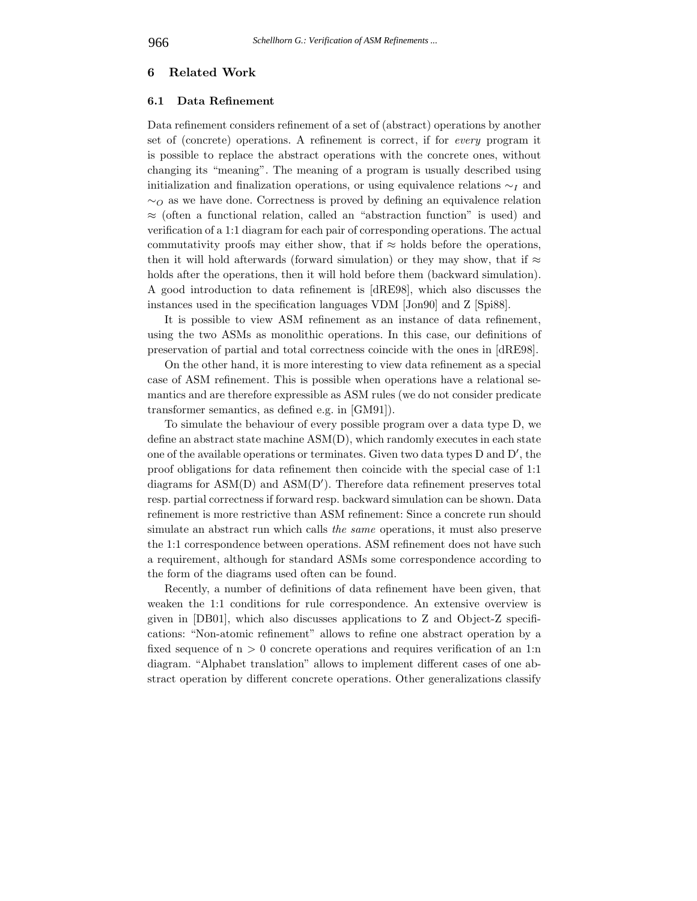## 6 Related Work

### 6.1 Data Refinement

Data refinement considers refinement of a set of (abstract) operations by another set of (concrete) operations. A refinement is correct, if for *every* program it is possible to replace the abstract operations with the concrete ones, without changing its "meaning". The meaning of a program is usually described using initialization and finalization operations, or using equivalence relations $\sim_I$ and $\sim_O$ as we have done. Correctness is proved by defining an equivalence relation $\approx$ (often a functional relation, called an "abstraction function" is used) and verification of a 1:1 diagram for each pair of corresponding operations. The actual commutativity proofs may either show, that if $\approx$ holds before the operations, then it will hold afterwards (forward simulation) or they may show, that if $\approx$ holds after the operations, then it will hold before them (backward simulation). A good introduction to data refinement is [dRE98], which also discusses the instances used in the specification languages VDM [Jon90] and Z [Spi88].

It is possible to view ASM refinement as an instance of data refinement, using the two ASMs as monolithic operations. In this case, our definitions of preservation of partial and total correctness coincide with the ones in [dRE98].

On the other hand, it is more interesting to view data refinement as a special case of ASM refinement. This is possible when operations have a relational semantics and are therefore expressible as ASM rules (we do not consider predicate transformer semantics, as defined e.g. in [GM91]).

To simulate the behaviour of every possible program over a data type D, we define an abstract state machine ASM(D), which randomly executes in each state one of the available operations or terminates. Given two data types D and D′, the proof obligations for data refinement then coincide with the special case of 1:1 diagrams for ASM(D) and ASM(D′). Therefore data refinement preserves total resp. partial correctness if forward resp. backward simulation can be shown. Data refinement is more restrictive than ASM refinement: Since a concrete run should simulate an abstract run which calls *the same* operations, it must also preserve the 1:1 correspondence between operations. ASM refinement does not have such a requirement, although for standard ASMs some correspondence according to the form of the diagrams used often can be found.

Recently, a number of definitions of data refinement have been given, that weaken the 1:1 conditions for rule correspondence. An extensive overview is given in [DB01], which also discusses applications to Z and Object-Z specifications: "Non-atomic refinement" allows to refine one abstract operation by a fixed sequence of $n > 0$ concrete operations and requires verification of an 1:n diagram. "Alphabet translation" allows to implement different cases of one abstract operation by different concrete operations. Other generalizations classify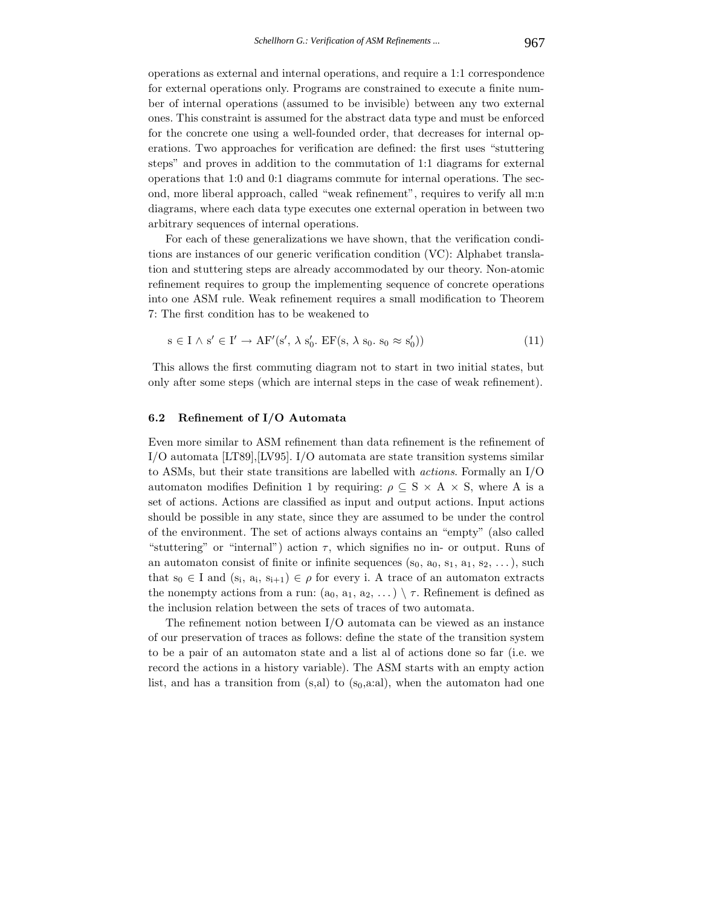operations as external and internal operations, and require a 1:1 correspondence for external operations only. Programs are constrained to execute a finite number of internal operations (assumed to be invisible) between any two external ones. This constraint is assumed for the abstract data type and must be enforced for the concrete one using a well-founded order, that decreases for internal operations. Two approaches for verification are defined: the first uses "stuttering steps" and proves in addition to the commutation of 1:1 diagrams for external operations that 1:0 and 0:1 diagrams commute for internal operations. The second, more liberal approach, called "weak refinement", requires to verify all m:n diagrams, where each data type executes one external operation in between two arbitrary sequences of internal operations.

For each of these generalizations we have shown, that the verification conditions are instances of our generic verification condition (VC): Alphabet translation and stuttering steps are already accommodated by our theory. Non-atomic refinement requires to group the implementing sequence of concrete operations into one ASM rule. Weak refinement requires a small modification to Theorem 7: The first condition has to be weakened to

$$\mathrm{s} \in \mathrm{I} \wedge \mathrm{s}' \in \mathrm{I}' \rightarrow \mathrm{AF}'(\mathrm{s}', \lambda\, \mathrm{s}'_0.\ \mathrm{EF}(\mathrm{s}, \lambda\, \mathrm{s}_0.\ \mathrm{s}_0 \approx \mathrm{s}'_0)) \tag{11}$$

This allows the first commuting diagram not to start in two initial states, but only after some steps (which are internal steps in the case of weak refinement).

### 6.2 Refinement of I/O Automata

Even more similar to ASM refinement than data refinement is the refinement of I/O automata [LT89],[LV95]. I/O automata are state transition systems similar to ASMs, but their state transitions are labelled with *actions*. Formally an I/O automaton modifies Definition 1 by requiring: $\rho \subseteq \mathrm{S} \times \mathrm{A} \times \mathrm{S}$, where A is a set of actions. Actions are classified as input and output actions. Input actions should be possible in any state, since they are assumed to be under the control of the environment. The set of actions always contains an "empty" (also called "stuttering" or "internal") action $\tau$, which signifies no in- or output. Runs of an automaton consist of finite or infinite sequences $(\mathrm{s}_0, \mathrm{a}_0, \mathrm{s}_1, \mathrm{a}_1, \mathrm{s}_2, \dots)$, such that $\mathrm{s}_0 \in \mathrm{I}$ and $(\mathrm{s}_\mathrm{i}, \mathrm{a}_\mathrm{i}, \mathrm{s}_{\mathrm{i}+1}) \in \rho$ for every i. A trace of an automaton extracts the nonempty actions from a run: $(\mathrm{a}_0, \mathrm{a}_1, \mathrm{a}_2, \dots) \setminus \tau$. Refinement is defined as the inclusion relation between the sets of traces of two automata.

The refinement notion between I/O automata can be viewed as an instance of our preservation of traces as follows: define the state of the transition system to be a pair of an automaton state and a list al of actions done so far (i.e. we record the actions in a history variable). The ASM starts with an empty action list, and has a transition from (s,al) to $(\mathrm{s}_0,\mathrm{a{:}al})$, when the automaton had one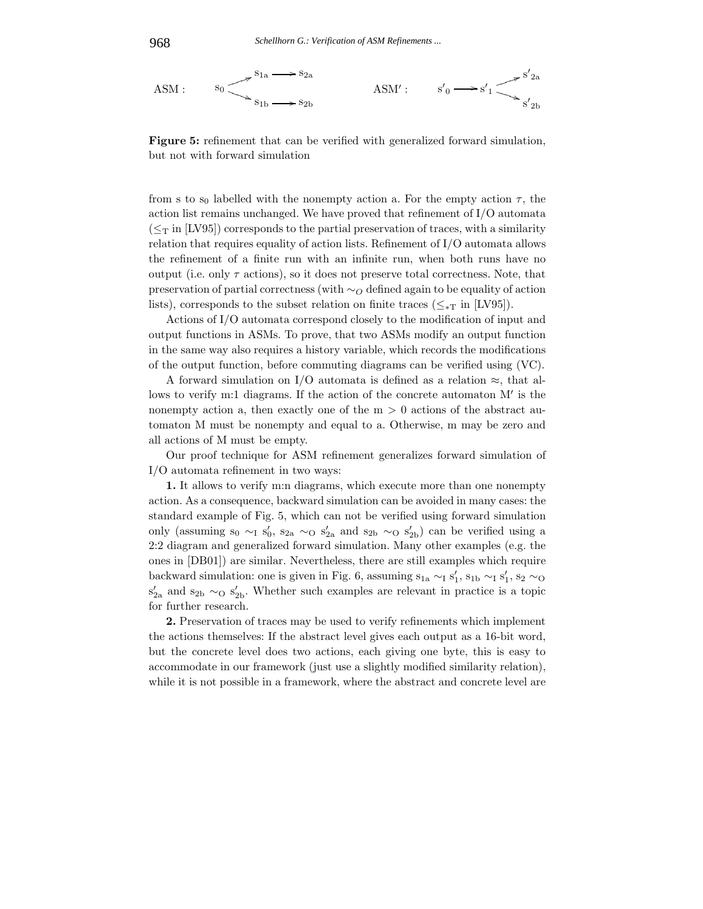ASM : $s_0 \to s_{1a} \to s_{2a}$; $s_0 \to s_{1b} \to s_{2b}$  ASM′ : $s'_0 \to s'_1 \to s'_{2a}$; $s'_1 \to s'_{2b}$

**Figure 5:** refinement that can be verified with generalized forward simulation, but not with forward simulation

from s to $s_0$ labelled with the nonempty action a. For the empty action $\tau$, the action list remains unchanged. We have proved that refinement of I/O automata ($\leq_T$ in [LV95]) corresponds to the partial preservation of traces, with a similarity relation that requires equality of action lists. Refinement of I/O automata allows the refinement of a finite run with an infinite run, when both runs have no output (i.e. only $\tau$ actions), so it does not preserve total correctness. Note, that preservation of partial correctness (with $\sim_O$ defined again to be equality of action lists), corresponds to the subset relation on finite traces ($\leq_{*T}$ in [LV95]).

Actions of I/O automata correspond closely to the modification of input and output functions in ASMs. To prove, that two ASMs modify an output function in the same way also requires a history variable, which records the modifications of the output function, before commuting diagrams can be verified using (VC).

A forward simulation on I/O automata is defined as a relation $\approx$, that allows to verify m:1 diagrams. If the action of the concrete automaton M′ is the nonempty action a, then exactly one of the $m > 0$ actions of the abstract automaton M must be nonempty and equal to a. Otherwise, m may be zero and all actions of M must be empty.

Our proof technique for ASM refinement generalizes forward simulation of I/O automata refinement in two ways:

**1.** It allows to verify m:n diagrams, which execute more than one nonempty action. As a consequence, backward simulation can be avoided in many cases: the standard example of Fig. 5, which can not be verified using forward simulation only (assuming $s_0 \sim_I s'_0$, $s_{2a} \sim_O s'_{2a}$ and $s_{2b} \sim_O s'_{2b}$) can be verified using a 2:2 diagram and generalized forward simulation. Many other examples (e.g. the ones in [DB01]) are similar. Nevertheless, there are still examples which require backward simulation: one is given in Fig. 6, assuming $s_{1a} \sim_I s'_1$, $s_{1b} \sim_I s'_1$, $s_2 \sim_O s'_{2a}$ and $s_{2b} \sim_O s'_{2b}$. Whether such examples are relevant in practice is a topic for further research.

**2.** Preservation of traces may be used to verify refinements which implement the actions themselves: If the abstract level gives each output as a 16-bit word, but the concrete level does two actions, each giving one byte, this is easy to accommodate in our framework (just use a slightly modified similarity relation), while it is not possible in a framework, where the abstract and concrete level are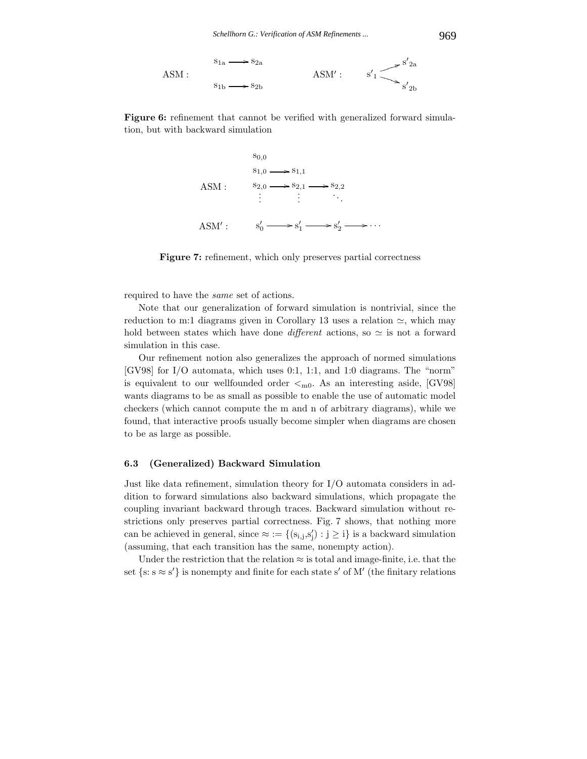$$\text{ASM}: \quad \begin{array}{l} s_{1a} \longrightarrow s_{2a} \\ \\ s_{1b} \longrightarrow s_{2b} \end{array} \qquad\qquad \text{ASM}': \quad s'_1 \begin{array}{l} \nearrow s'_{2a} \\ \searrow s'_{2b} \end{array}$$

**Figure 6:** refinement that cannot be verified with generalized forward simulation, but with backward simulation

$$\begin{array}{ll} \text{ASM}: & \begin{array}{llll} s_{0,0} & & & \\ s_{1,0} \longrightarrow & s_{1,1} & & \\ s_{2,0} \longrightarrow & s_{2,1} \longrightarrow & s_{2,2} & \\ \vdots & \vdots & \ddots & \end{array} \\ & \\ \text{ASM}': & s'_0 \longrightarrow s'_1 \longrightarrow s'_2 \longrightarrow \cdots \end{array}$$

**Figure 7:** refinement, which only preserves partial correctness

required to have the *same* set of actions.

Note that our generalization of forward simulation is nontrivial, since the reduction to m:1 diagrams given in Corollary 13 uses a relation $\simeq$, which may hold between states which have done *different* actions, so $\simeq$ is not a forward simulation in this case.

Our refinement notion also generalizes the approach of normed simulations [GV98] for I/O automata, which uses 0:1, 1:1, and 1:0 diagrams. The "norm" is equivalent to our wellfounded order $<_{m0}$. As an interesting aside, [GV98] wants diagrams to be as small as possible to enable the use of automatic model checkers (which cannot compute the m and n of arbitrary diagrams), while we found, that interactive proofs usually become simpler when diagrams are chosen to be as large as possible.

### 6.3 (Generalized) Backward Simulation

Just like data refinement, simulation theory for I/O automata considers in addition to forward simulations also backward simulations, which propagate the coupling invariant backward through traces. Backward simulation without restrictions only preserves partial correctness. Fig. 7 shows, that nothing more can be achieved in general, since $\approx := \{(s_{i,j}, s'_j) : j \geq i\}$ is a backward simulation (assuming, that each transition has the same, nonempty action).

Under the restriction that the relation $\approx$ is total and image-finite, i.e. that the set $\{s \colon s \approx s'\}$ is nonempty and finite for each state $s'$ of $M'$ (the finitary relations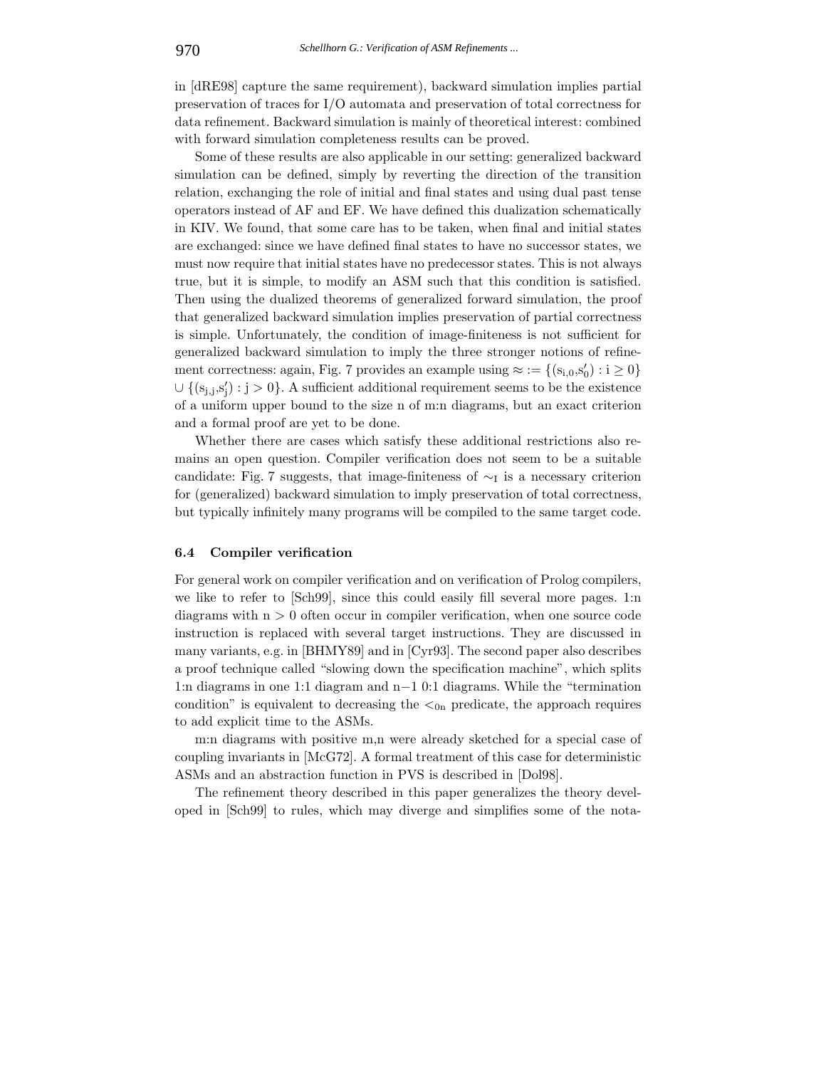in [dRE98] capture the same requirement), backward simulation implies partial preservation of traces for I/O automata and preservation of total correctness for data refinement. Backward simulation is mainly of theoretical interest: combined with forward simulation completeness results can be proved.

Some of these results are also applicable in our setting: generalized backward simulation can be defined, simply by reverting the direction of the transition relation, exchanging the role of initial and final states and using dual past tense operators instead of AF and EF. We have defined this dualization schematically in KIV. We found, that some care has to be taken, when final and initial states are exchanged: since we have defined final states to have no successor states, we must now require that initial states have no predecessor states. This is not always true, but it is simple, to modify an ASM such that this condition is satisfied. Then using the dualized theorems of generalized forward simulation, the proof that generalized backward simulation implies preservation of partial correctness is simple. Unfortunately, the condition of image-finiteness is not sufficient for generalized backward simulation to imply the three stronger notions of refinement correctness: again, Fig. 7 provides an example using $\approx := \{(s_{i,0}, s'_0) : i \geq 0\} \cup \{(s_{j,j}, s'_j) : j > 0\}$. A sufficient additional requirement seems to be the existence of a uniform upper bound to the size n of m:n diagrams, but an exact criterion and a formal proof are yet to be done.

Whether there are cases which satisfy these additional restrictions also remains an open question. Compiler verification does not seem to be a suitable candidate: Fig. 7 suggests, that image-finiteness of $\sim_I$ is a necessary criterion for (generalized) backward simulation to imply preservation of total correctness, but typically infinitely many programs will be compiled to the same target code.

### 6.4 Compiler verification

For general work on compiler verification and on verification of Prolog compilers, we like to refer to [Sch99], since this could easily fill several more pages. 1:n diagrams with $n > 0$ often occur in compiler verification, when one source code instruction is replaced with several target instructions. They are discussed in many variants, e.g. in [BHMY89] and in [Cyr93]. The second paper also describes a proof technique called "slowing down the specification machine", which splits 1:n diagrams in one 1:1 diagram and $n-1$ 0:1 diagrams. While the "termination condition" is equivalent to decreasing the $<_{0n}$ predicate, the approach requires to add explicit time to the ASMs.

m:n diagrams with positive m,n were already sketched for a special case of coupling invariants in [McG72]. A formal treatment of this case for deterministic ASMs and an abstraction function in PVS is described in [Dol98].

The refinement theory described in this paper generalizes the theory developed in [Sch99] to rules, which may diverge and simplifies some of the nota-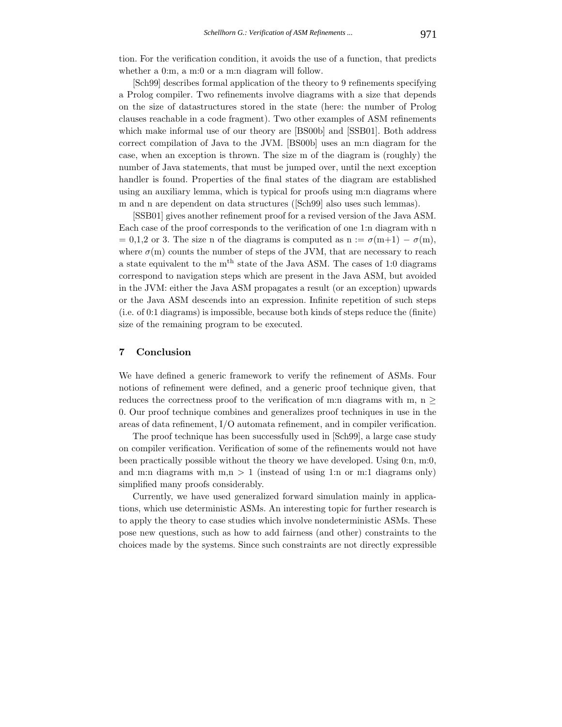tion. For the verification condition, it avoids the use of a function, that predicts whether a 0:m, a m:0 or a m:n diagram will follow.

[Sch99] describes formal application of the theory to 9 refinements specifying a Prolog compiler. Two refinements involve diagrams with a size that depends on the size of datastructures stored in the state (here: the number of Prolog clauses reachable in a code fragment). Two other examples of ASM refinements which make informal use of our theory are [BS00b] and [SSB01]. Both address correct compilation of Java to the JVM. [BS00b] uses an m:n diagram for the case, when an exception is thrown. The size m of the diagram is (roughly) the number of Java statements, that must be jumped over, until the next exception handler is found. Properties of the final states of the diagram are established using an auxiliary lemma, which is typical for proofs using m:n diagrams where m and n are dependent on data structures ([Sch99] also uses such lemmas).

[SSB01] gives another refinement proof for a revised version of the Java ASM. Each case of the proof corresponds to the verification of one 1:n diagram with n = 0,1,2 or 3. The size n of the diagrams is computed as n := $\sigma$(m+1) − $\sigma$(m), where $\sigma$(m) counts the number of steps of the JVM, that are necessary to reach a state equivalent to the $m^{\text{th}}$ state of the Java ASM. The cases of 1:0 diagrams correspond to navigation steps which are present in the Java ASM, but avoided in the JVM: either the Java ASM propagates a result (or an exception) upwards or the Java ASM descends into an expression. Infinite repetition of such steps (i.e. of 0:1 diagrams) is impossible, because both kinds of steps reduce the (finite) size of the remaining program to be executed.

## 7 Conclusion

We have defined a generic framework to verify the refinement of ASMs. Four notions of refinement were defined, and a generic proof technique given, that reduces the correctness proof to the verification of m:n diagrams with m, n $\geq$ 0. Our proof technique combines and generalizes proof techniques in use in the areas of data refinement, I/O automata refinement, and in compiler verification.

The proof technique has been successfully used in [Sch99], a large case study on compiler verification. Verification of some of the refinements would not have been practically possible without the theory we have developed. Using 0:n, m:0, and m:n diagrams with m,n > 1 (instead of using 1:n or m:1 diagrams only) simplified many proofs considerably.

Currently, we have used generalized forward simulation mainly in applications, which use deterministic ASMs. An interesting topic for further research is to apply the theory to case studies which involve nondeterministic ASMs. These pose new questions, such as how to add fairness (and other) constraints to the choices made by the systems. Since such constraints are not directly expressible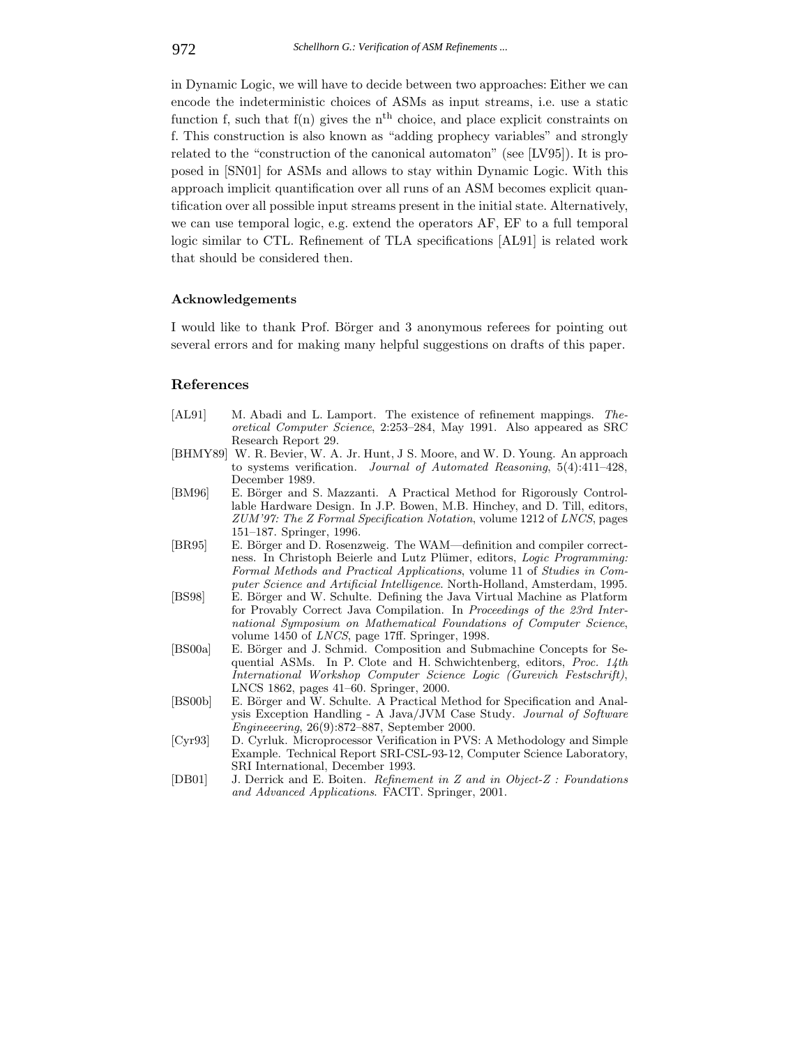in Dynamic Logic, we will have to decide between two approaches: Either we can encode the indeterministic choices of ASMs as input streams, i.e. use a static function f, such that f(n) gives the $n^{th}$ choice, and place explicit constraints on f. This construction is also known as "adding prophecy variables" and strongly related to the "construction of the canonical automaton" (see [LV95]). It is proposed in [SN01] for ASMs and allows to stay within Dynamic Logic. With this approach implicit quantification over all runs of an ASM becomes explicit quantification over all possible input streams present in the initial state. Alternatively, we can use temporal logic, e.g. extend the operators AF, EF to a full temporal logic similar to CTL. Refinement of TLA specifications [AL91] is related work that should be considered then.

### Acknowledgements

I would like to thank Prof. Börger and 3 anonymous referees for pointing out several errors and for making many helpful suggestions on drafts of this paper.

## References

[AL91] M. Abadi and L. Lamport. The existence of refinement mappings. *Theoretical Computer Science*, 2:253–284, May 1991. Also appeared as SRC Research Report 29.

[BHMY89] W. R. Bevier, W. A. Jr. Hunt, J S. Moore, and W. D. Young. An approach to systems verification. *Journal of Automated Reasoning*, 5(4):411–428, December 1989.

[BM96] E. Börger and S. Mazzanti. A Practical Method for Rigorously Controllable Hardware Design. In J.P. Bowen, M.B. Hinchey, and D. Till, editors, *ZUM'97: The Z Formal Specification Notation*, volume 1212 of *LNCS*, pages 151–187. Springer, 1996.

[BR95] E. Börger and D. Rosenzweig. The WAM—definition and compiler correctness. In Christoph Beierle and Lutz Plümer, editors, *Logic Programming: Formal Methods and Practical Applications*, volume 11 of *Studies in Computer Science and Artificial Intelligence*. North-Holland, Amsterdam, 1995.

[BS98] E. Börger and W. Schulte. Defining the Java Virtual Machine as Platform for Provably Correct Java Compilation. In *Proceedings of the 23rd International Symposium on Mathematical Foundations of Computer Science*, volume 1450 of *LNCS*, page 17ff. Springer, 1998.

[BS00a] E. Börger and J. Schmid. Composition and Submachine Concepts for Sequential ASMs. In P. Clote and H. Schwichtenberg, editors, *Proc. 14th International Workshop Computer Science Logic (Gurevich Festschrift)*, LNCS 1862, pages 41–60. Springer, 2000.

[BS00b] E. Börger and W. Schulte. A Practical Method for Specification and Analysis Exception Handling - A Java/JVM Case Study. *Journal of Software Engineeering*, 26(9):872–887, September 2000.

[Cyr93] D. Cyrluk. Microprocessor Verification in PVS: A Methodology and Simple Example. Technical Report SRI-CSL-93-12, Computer Science Laboratory, SRI International, December 1993.

[DB01] J. Derrick and E. Boiten. *Refinement in Z and in Object-Z : Foundations and Advanced Applications*. FACIT. Springer, 2001.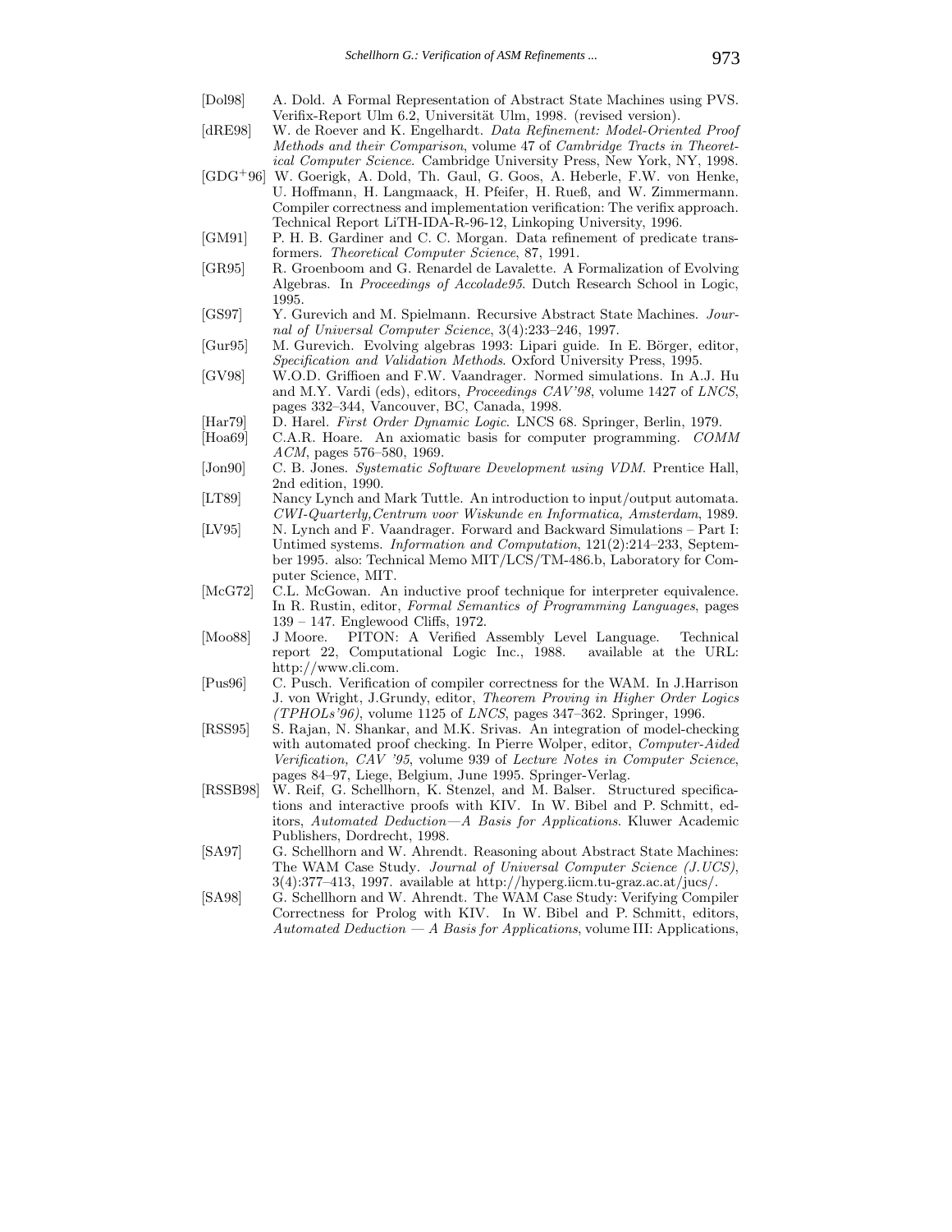[Dol98] A. Dold. A Formal Representation of Abstract State Machines using PVS. Verifix-Report Ulm 6.2, Universität Ulm, 1998. (revised version).

[dRE98] W. de Roever and K. Engelhardt. *Data Refinement: Model-Oriented Proof Methods and their Comparison*, volume 47 of *Cambridge Tracts in Theoretical Computer Science*. Cambridge University Press, New York, NY, 1998.

[GDG+96] W. Goerigk, A. Dold, Th. Gaul, G. Goos, A. Heberle, F.W. von Henke, U. Hoffmann, H. Langmaack, H. Pfeifer, H. Rueß, and W. Zimmermann. Compiler correctness and implementation verification: The verifix approach. Technical Report LiTH-IDA-R-96-12, Linkoping University, 1996.

[GM91] P. H. B. Gardiner and C. C. Morgan. Data refinement of predicate transformers. *Theoretical Computer Science*, 87, 1991.

[GR95] R. Groenboom and G. Renardel de Lavalette. A Formalization of Evolving Algebras. In *Proceedings of Accolade95*. Dutch Research School in Logic, 1995.

[GS97] Y. Gurevich and M. Spielmann. Recursive Abstract State Machines. *Journal of Universal Computer Science*, 3(4):233–246, 1997.

[Gur95] M. Gurevich. Evolving algebras 1993: Lipari guide. In E. Börger, editor, *Specification and Validation Methods*. Oxford University Press, 1995.

[GV98] W.O.D. Griffioen and F.W. Vaandrager. Normed simulations. In A.J. Hu and M.Y. Vardi (eds), editors, *Proceedings CAV'98*, volume 1427 of *LNCS*, pages 332–344, Vancouver, BC, Canada, 1998.

[Har79] D. Harel. *First Order Dynamic Logic*. LNCS 68. Springer, Berlin, 1979.

[Hoa69] C.A.R. Hoare. An axiomatic basis for computer programming. *COMM ACM*, pages 576–580, 1969.

[Jon90] C. B. Jones. *Systematic Software Development using VDM*. Prentice Hall, 2nd edition, 1990.

[LT89] Nancy Lynch and Mark Tuttle. An introduction to input/output automata. *CWI-Quarterly,Centrum voor Wiskunde en Informatica, Amsterdam*, 1989.

[LV95] N. Lynch and F. Vaandrager. Forward and Backward Simulations – Part I: Untimed systems. *Information and Computation*, 121(2):214–233, September 1995. also: Technical Memo MIT/LCS/TM-486.b, Laboratory for Computer Science, MIT.

[McG72] C.L. McGowan. An inductive proof technique for interpreter equivalence. In R. Rustin, editor, *Formal Semantics of Programming Languages*, pages 139 – 147. Englewood Cliffs, 1972.

[Moo88] J Moore. PITON: A Verified Assembly Level Language. Technical report 22, Computational Logic Inc., 1988. available at the URL: http://www.cli.com.

[Pus96] C. Pusch. Verification of compiler correctness for the WAM. In J.Harrison J. von Wright, J.Grundy, editor, *Theorem Proving in Higher Order Logics (TPHOLs'96)*, volume 1125 of *LNCS*, pages 347–362. Springer, 1996.

[RSS95] S. Rajan, N. Shankar, and M.K. Srivas. An integration of model-checking with automated proof checking. In Pierre Wolper, editor, *Computer-Aided Verification, CAV '95*, volume 939 of *Lecture Notes in Computer Science*, pages 84–97, Liege, Belgium, June 1995. Springer-Verlag.

[RSSB98] W. Reif, G. Schellhorn, K. Stenzel, and M. Balser. Structured specifications and interactive proofs with KIV. In W. Bibel and P. Schmitt, editors, *Automated Deduction—A Basis for Applications*. Kluwer Academic Publishers, Dordrecht, 1998.

[SA97] G. Schellhorn and W. Ahrendt. Reasoning about Abstract State Machines: The WAM Case Study. *Journal of Universal Computer Science (J.UCS)*, 3(4):377–413, 1997. available at http://hyperg.iicm.tu-graz.ac.at/jucs/.

[SA98] G. Schellhorn and W. Ahrendt. The WAM Case Study: Verifying Compiler Correctness for Prolog with KIV. In W. Bibel and P. Schmitt, editors, *Automated Deduction — A Basis for Applications*, volume III: Applications,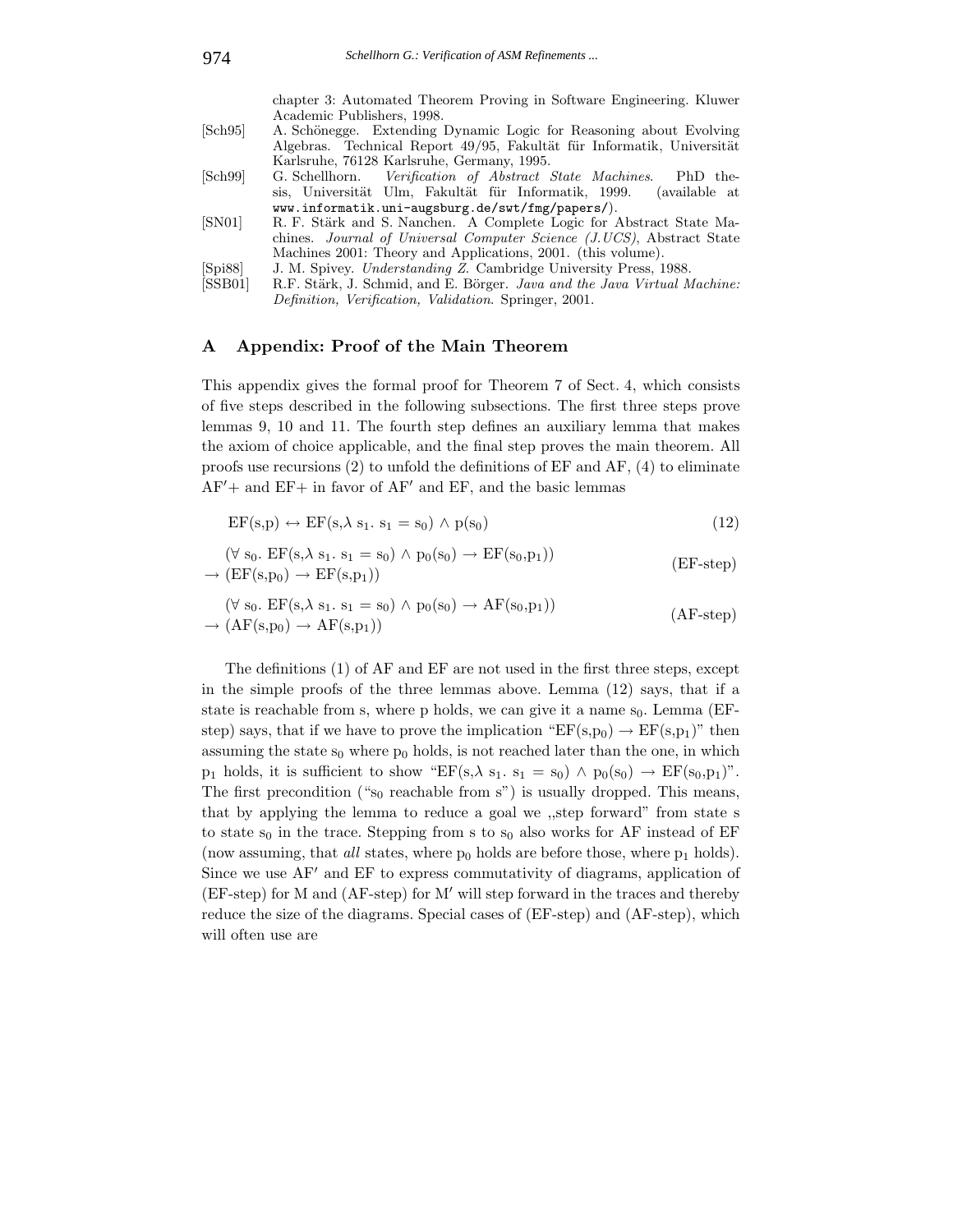chapter 3: Automated Theorem Proving in Software Engineering. Kluwer Academic Publishers, 1998.

[Sch95] A. Schönegge. Extending Dynamic Logic for Reasoning about Evolving Algebras. Technical Report 49/95, Fakultät für Informatik, Universität Karlsruhe, 76128 Karlsruhe, Germany, 1995.

[Sch99] G. Schellhorn. *Verification of Abstract State Machines*. PhD thesis, Universität Ulm, Fakultät für Informatik, 1999. (available at `www.informatik.uni-augsburg.de/swt/fmg/papers/`).

[SN01] R. F. Stärk and S. Nanchen. A Complete Logic for Abstract State Machines. *Journal of Universal Computer Science (J.UCS)*, Abstract State Machines 2001: Theory and Applications, 2001. (this volume).

[Spi88] J. M. Spivey. *Understanding Z*. Cambridge University Press, 1988.

[SSB01] R.F. Stärk, J. Schmid, and E. Börger. *Java and the Java Virtual Machine: Definition, Verification, Validation*. Springer, 2001.

## A Appendix: Proof of the Main Theorem

This appendix gives the formal proof for Theorem 7 of Sect. 4, which consists of five steps described in the following subsections. The first three steps prove lemmas 9, 10 and 11. The fourth step defines an auxiliary lemma that makes the axiom of choice applicable, and the final step proves the main theorem. All proofs use recursions (2) to unfold the definitions of EF and AF, (4) to eliminate AF′+ and EF+ in favor of AF′ and EF, and the basic lemmas

$$\mathrm{EF}(s,p) \leftrightarrow \mathrm{EF}(s,\lambda\, s_1.\ s_1 = s_0) \wedge p(s_0) \tag{12}$$

$$\begin{aligned}&(\forall\, s_0.\ \mathrm{EF}(s,\lambda\, s_1.\ s_1 = s_0) \wedge p_0(s_0) \rightarrow \mathrm{EF}(s_0,p_1))\\ &\rightarrow (\mathrm{EF}(s,p_0) \rightarrow \mathrm{EF}(s,p_1))\end{aligned} \tag{EF-step}$$

$$\begin{aligned}&(\forall\, s_0.\ \mathrm{EF}(s,\lambda\, s_1.\ s_1 = s_0) \wedge p_0(s_0) \rightarrow \mathrm{AF}(s_0,p_1))\\ &\rightarrow (\mathrm{AF}(s,p_0) \rightarrow \mathrm{AF}(s,p_1))\end{aligned} \tag{AF-step}$$

The definitions (1) of AF and EF are not used in the first three steps, except in the simple proofs of the three lemmas above. Lemma (12) says, that if a state is reachable from s, where p holds, we can give it a name $s_0$. Lemma (EF-step) says, that if we have to prove the implication "$\mathrm{EF}(s,p_0) \rightarrow \mathrm{EF}(s,p_1)$" then assuming the state $s_0$ where $p_0$ holds, is not reached later than the one, in which $p_1$ holds, it is sufficient to show "$\mathrm{EF}(s,\lambda\, s_1.\ s_1 = s_0) \wedge p_0(s_0) \rightarrow \mathrm{EF}(s_0,p_1)$". The first precondition ("$s_0$ reachable from s") is usually dropped. This means, that by applying the lemma to reduce a goal we „step forward" from state s to state $s_0$ in the trace. Stepping from s to $s_0$ also works for AF instead of EF (now assuming, that *all* states, where $p_0$ holds are before those, where $p_1$ holds). Since we use AF′ and EF to express commutativity of diagrams, application of (EF-step) for M and (AF-step) for M′ will step forward in the traces and thereby reduce the size of the diagrams. Special cases of (EF-step) and (AF-step), which will often use are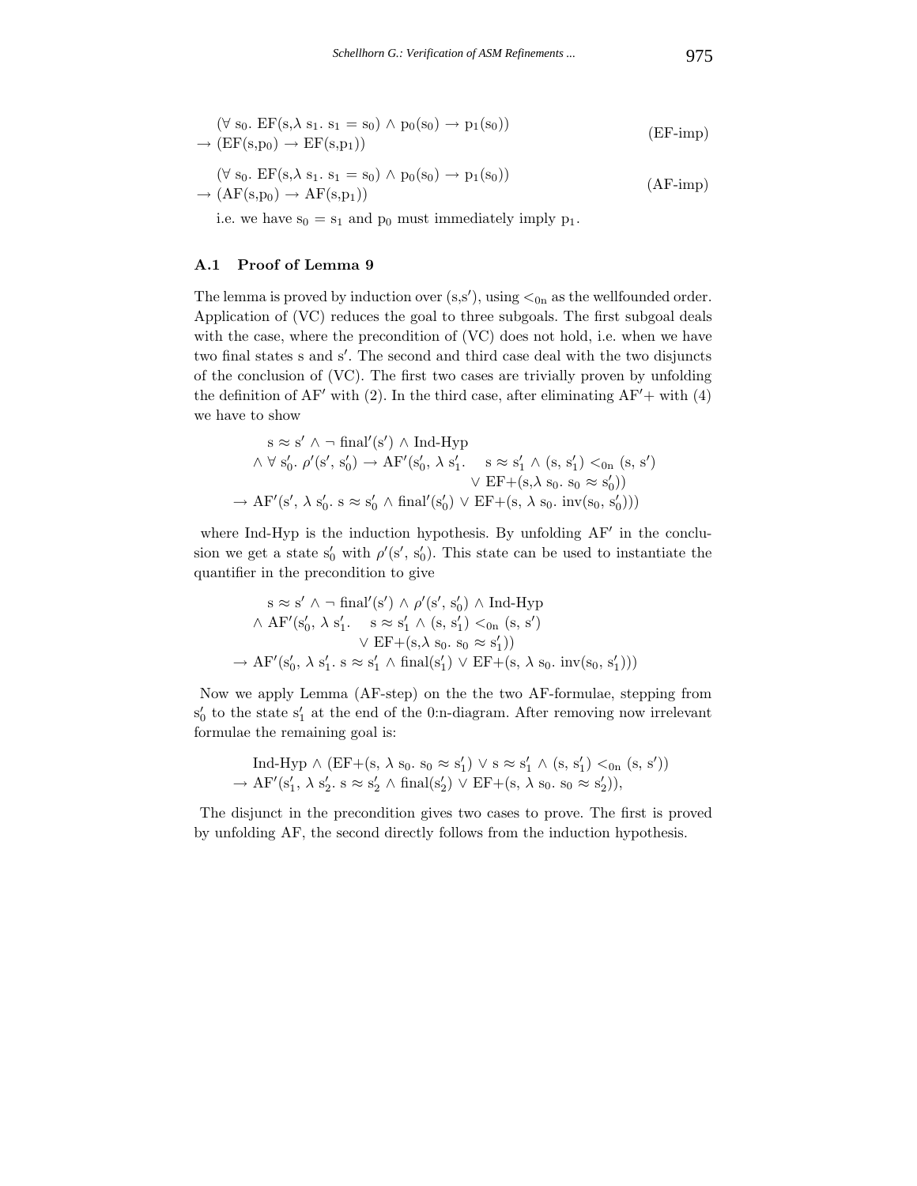$$(\forall\ s_0.\ \mathrm{EF}(s, \lambda\ s_1.\ s_1 = s_0) \land p_0(s_0) \rightarrow p_1(s_0)) \\ \rightarrow (\mathrm{EF}(s,p_0) \rightarrow \mathrm{EF}(s,p_1)) \qquad \text{(EF-imp)}$$

$$(\forall\ s_0.\ \mathrm{EF}(s, \lambda\ s_1.\ s_1 = s_0) \land p_0(s_0) \rightarrow p_1(s_0)) \\ \rightarrow (\mathrm{AF}(s,p_0) \rightarrow \mathrm{AF}(s,p_1)) \qquad \text{(AF-imp)}$$

i.e. we have $s_0 = s_1$ and $p_0$ must immediately imply $p_1$.

### A.1 Proof of Lemma 9

The lemma is proved by induction over (s,s′), using $<_{0n}$ as the wellfounded order. Application of (VC) reduces the goal to three subgoals. The first subgoal deals with the case, where the precondition of (VC) does not hold, i.e. when we have two final states s and s′. The second and third case deal with the two disjuncts of the conclusion of (VC). The first two cases are trivially proven by unfolding the definition of AF′ with (2). In the third case, after eliminating AF′+ with (4) we have to show

$$\begin{array}{l} s \approx s' \land \neg\ \mathrm{final}'(s') \land \text{Ind-Hyp} \\ \land\ \forall\ s'_0.\ \rho'(s', s'_0) \rightarrow \mathrm{AF}'(s'_0, \lambda\ s'_1.\quad s \approx s'_1 \land (s, s'_1) <_{0n} (s, s') \\ \qquad\qquad\qquad\qquad\qquad\qquad\qquad \lor\ \mathrm{EF}{+}(s, \lambda\ s_0.\ s_0 \approx s'_0)) \\ \rightarrow \mathrm{AF}'(s', \lambda\ s'_0.\ s \approx s'_0 \land \mathrm{final}'(s'_0) \lor \mathrm{EF}{+}(s, \lambda\ s_0.\ \mathrm{inv}(s_0, s'_0))) \end{array}$$

where Ind-Hyp is the induction hypothesis. By unfolding AF′ in the conclusion we get a state $s'_0$ with $\rho'(s', s'_0)$. This state can be used to instantiate the quantifier in the precondition to give

$$\begin{array}{l} s \approx s' \land \neg\ \mathrm{final}'(s') \land \rho'(s', s'_0) \land \text{Ind-Hyp} \\ \land\ \mathrm{AF}'(s'_0, \lambda\ s'_1.\quad s \approx s'_1 \land (s, s'_1) <_{0n} (s, s') \\ \qquad\qquad\qquad\qquad \lor\ \mathrm{EF}{+}(s, \lambda\ s_0.\ s_0 \approx s'_1)) \\ \rightarrow \mathrm{AF}'(s'_0, \lambda\ s'_1.\ s \approx s'_1 \land \mathrm{final}(s'_1) \lor \mathrm{EF}{+}(s, \lambda\ s_0.\ \mathrm{inv}(s_0, s'_1))) \end{array}$$

Now we apply Lemma (AF-step) on the the two AF-formulae, stepping from $s'_0$ to the state $s'_1$ at the end of the 0:n-diagram. After removing now irrelevant formulae the remaining goal is:

$$\begin{array}{l} \text{Ind-Hyp} \land (\mathrm{EF}{+}(s, \lambda\ s_0.\ s_0 \approx s'_1) \lor s \approx s'_1 \land (s, s'_1) <_{0n} (s, s')) \\ \rightarrow \mathrm{AF}'(s'_1, \lambda\ s'_2.\ s \approx s'_2 \land \mathrm{final}(s'_2) \lor \mathrm{EF}{+}(s, \lambda\ s_0.\ s_0 \approx s'_2)), \end{array}$$

The disjunct in the precondition gives two cases to prove. The first is proved by unfolding AF, the second directly follows from the induction hypothesis.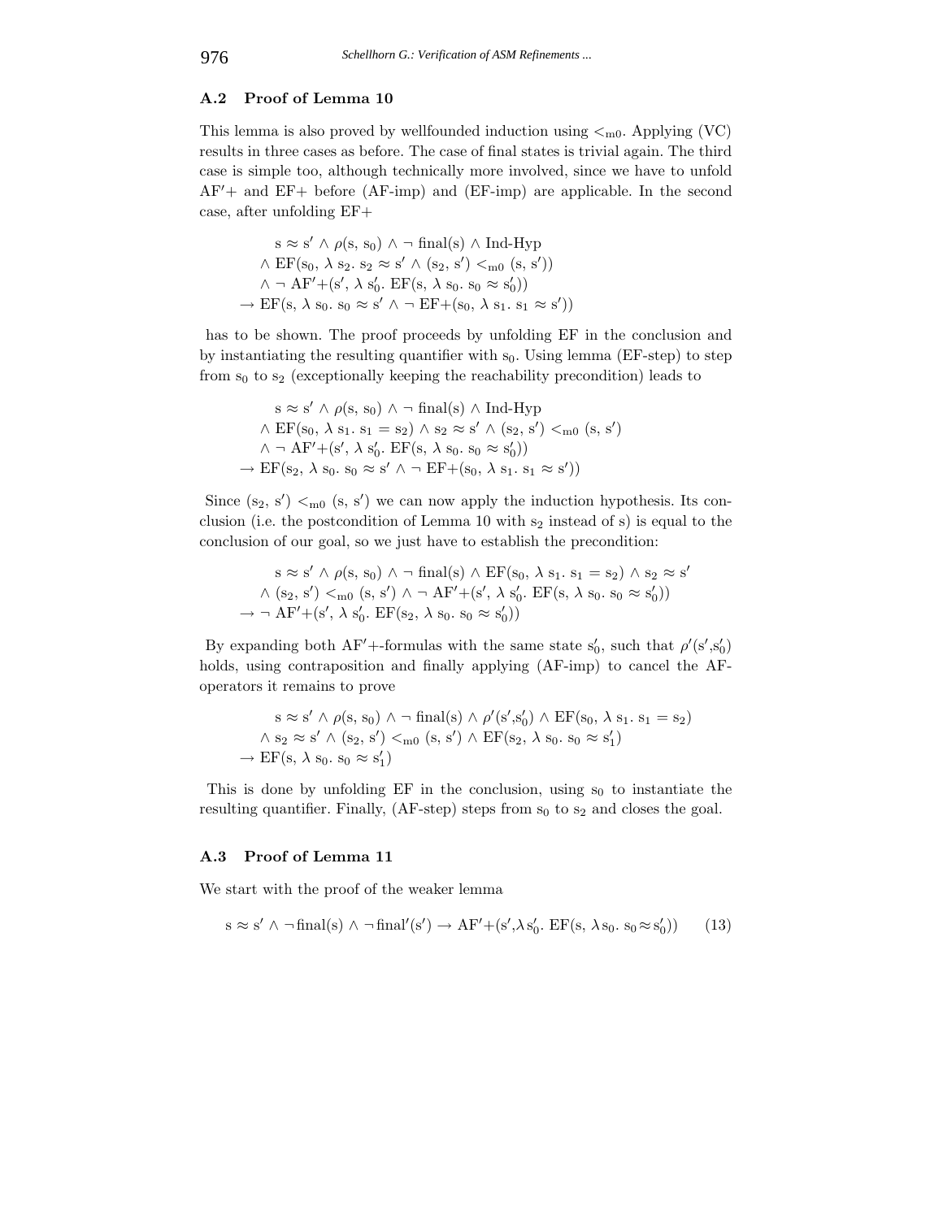### A.2 Proof of Lemma 10

This lemma is also proved by wellfounded induction using $<_{m0}$. Applying (VC) results in three cases as before. The case of final states is trivial again. The third case is simple too, although technically more involved, since we have to unfold AF′+ and EF+ before (AF-imp) and (EF-imp) are applicable. In the second case, after unfolding EF+

$$
\begin{aligned}
&\mathrm{s} \approx \mathrm{s'} \wedge \rho(\mathrm{s}, \mathrm{s}_0) \wedge \neg\, \mathrm{final(s)} \wedge \text{Ind-Hyp} \\
&\wedge \mathrm{EF}(\mathrm{s}_0, \lambda\, \mathrm{s}_2.\, \mathrm{s}_2 \approx \mathrm{s'} \wedge (\mathrm{s}_2, \mathrm{s'}) <_{\mathrm{m0}} (\mathrm{s}, \mathrm{s'})) \\
&\wedge \neg\, \mathrm{AF'}{+}(\mathrm{s'}, \lambda\, \mathrm{s}'_0.\, \mathrm{EF}(\mathrm{s}, \lambda\, \mathrm{s}_0.\, \mathrm{s}_0 \approx \mathrm{s}'_0)) \\
\rightarrow\ &\mathrm{EF}(\mathrm{s}, \lambda\, \mathrm{s}_0.\, \mathrm{s}_0 \approx \mathrm{s'} \wedge \neg\, \mathrm{EF}{+}(\mathrm{s}_0, \lambda\, \mathrm{s}_1.\, \mathrm{s}_1 \approx \mathrm{s'}))
\end{aligned}
$$

has to be shown. The proof proceeds by unfolding EF in the conclusion and by instantiating the resulting quantifier with $s_0$. Using lemma (EF-step) to step from $s_0$ to $s_2$ (exceptionally keeping the reachability precondition) leads to

$$
\begin{aligned}
&\mathrm{s} \approx \mathrm{s'} \wedge \rho(\mathrm{s}, \mathrm{s}_0) \wedge \neg\, \mathrm{final(s)} \wedge \text{Ind-Hyp} \\
&\wedge \mathrm{EF}(\mathrm{s}_0, \lambda\, \mathrm{s}_1.\, \mathrm{s}_1 = \mathrm{s}_2) \wedge \mathrm{s}_2 \approx \mathrm{s'} \wedge (\mathrm{s}_2, \mathrm{s'}) <_{\mathrm{m0}} (\mathrm{s}, \mathrm{s'}) \\
&\wedge \neg\, \mathrm{AF'}{+}(\mathrm{s'}, \lambda\, \mathrm{s}'_0.\, \mathrm{EF}(\mathrm{s}, \lambda\, \mathrm{s}_0.\, \mathrm{s}_0 \approx \mathrm{s}'_0)) \\
\rightarrow\ &\mathrm{EF}(\mathrm{s}_2, \lambda\, \mathrm{s}_0.\, \mathrm{s}_0 \approx \mathrm{s'} \wedge \neg\, \mathrm{EF}{+}(\mathrm{s}_0, \lambda\, \mathrm{s}_1.\, \mathrm{s}_1 \approx \mathrm{s'}))
\end{aligned}
$$

Since $(s_2, s') <_{m0} (s, s')$ we can now apply the induction hypothesis. Its conclusion (i.e. the postcondition of Lemma 10 with $s_2$ instead of s) is equal to the conclusion of our goal, so we just have to establish the precondition:

$$
\begin{aligned}
&\mathrm{s} \approx \mathrm{s'} \wedge \rho(\mathrm{s}, \mathrm{s}_0) \wedge \neg\, \mathrm{final(s)} \wedge \mathrm{EF}(\mathrm{s}_0, \lambda\, \mathrm{s}_1.\, \mathrm{s}_1 = \mathrm{s}_2) \wedge \mathrm{s}_2 \approx \mathrm{s'} \\
&\wedge (\mathrm{s}_2, \mathrm{s'}) <_{\mathrm{m0}} (\mathrm{s}, \mathrm{s'}) \wedge \neg\, \mathrm{AF'}{+}(\mathrm{s'}, \lambda\, \mathrm{s}'_0.\, \mathrm{EF}(\mathrm{s}, \lambda\, \mathrm{s}_0.\, \mathrm{s}_0 \approx \mathrm{s}'_0)) \\
\rightarrow\ &\neg\, \mathrm{AF'}{+}(\mathrm{s'}, \lambda\, \mathrm{s}'_0.\, \mathrm{EF}(\mathrm{s}_2, \lambda\, \mathrm{s}_0.\, \mathrm{s}_0 \approx \mathrm{s}'_0))
\end{aligned}
$$

By expanding both AF′+-formulas with the same state $s'_0$, such that $\rho'(s', s'_0)$ holds, using contraposition and finally applying (AF-imp) to cancel the AF-operators it remains to prove

$$
\begin{aligned}
&\mathrm{s} \approx \mathrm{s'} \wedge \rho(\mathrm{s}, \mathrm{s}_0) \wedge \neg\, \mathrm{final(s)} \wedge \rho'(\mathrm{s'}, \mathrm{s}'_0) \wedge \mathrm{EF}(\mathrm{s}_0, \lambda\, \mathrm{s}_1.\, \mathrm{s}_1 = \mathrm{s}_2) \\
&\wedge \mathrm{s}_2 \approx \mathrm{s'} \wedge (\mathrm{s}_2, \mathrm{s'}) <_{\mathrm{m0}} (\mathrm{s}, \mathrm{s'}) \wedge \mathrm{EF}(\mathrm{s}_2, \lambda\, \mathrm{s}_0.\, \mathrm{s}_0 \approx \mathrm{s}'_1) \\
\rightarrow\ &\mathrm{EF}(\mathrm{s}, \lambda\, \mathrm{s}_0.\, \mathrm{s}_0 \approx \mathrm{s}'_1)
\end{aligned}
$$

This is done by unfolding EF in the conclusion, using $s_0$ to instantiate the resulting quantifier. Finally, (AF-step) steps from $s_0$ to $s_2$ and closes the goal.

### A.3 Proof of Lemma 11

We start with the proof of the weaker lemma

$$
\mathrm{s} \approx \mathrm{s'} \wedge \neg\mathrm{final(s)} \wedge \neg\mathrm{final'(s')} \rightarrow \mathrm{AF'}{+}(\mathrm{s'}, \lambda \mathrm{s}'_0.\, \mathrm{EF}(\mathrm{s}, \lambda \mathrm{s}_0.\, \mathrm{s}_0 \approx \mathrm{s}'_0)) \qquad (13)
$$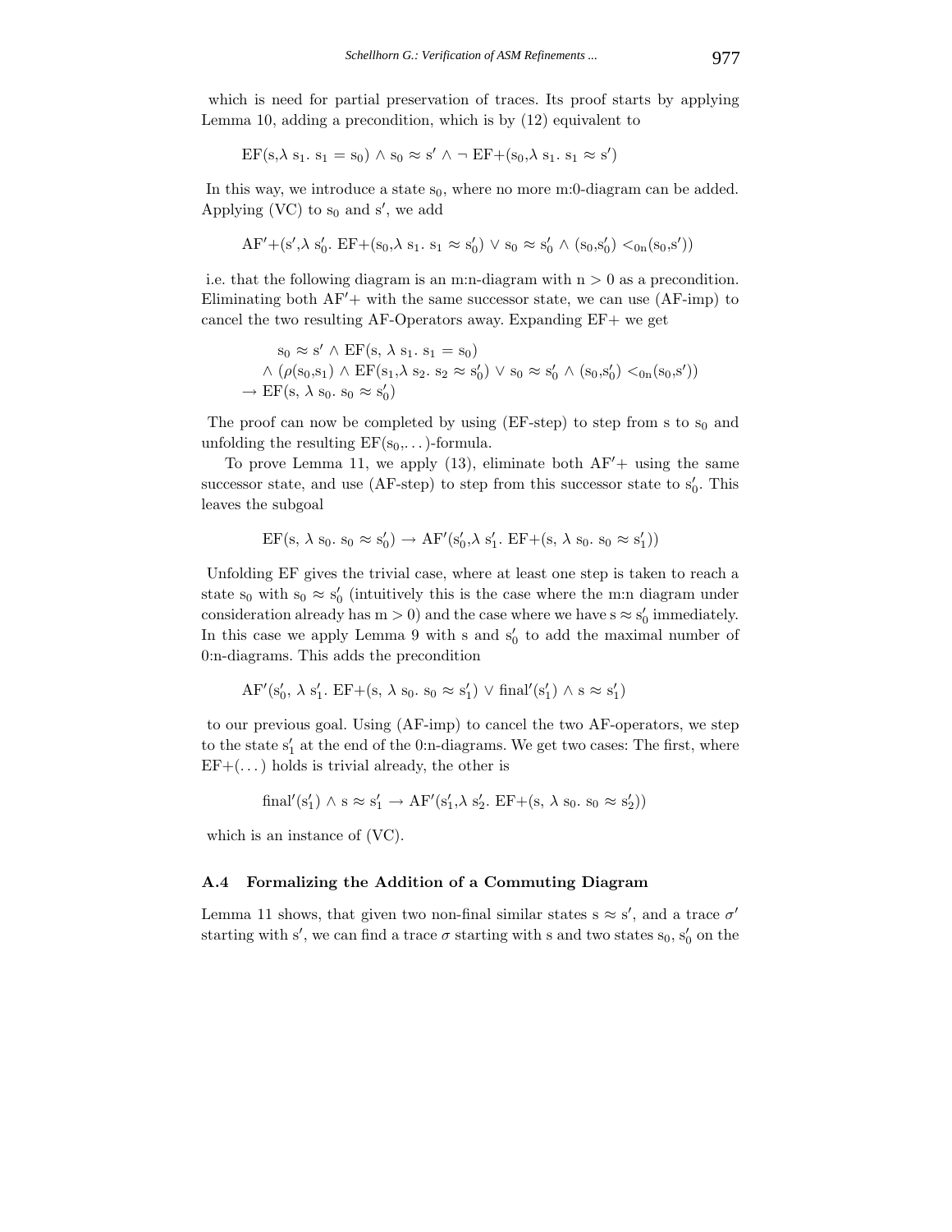which is need for partial preservation of traces. Its proof starts by applying Lemma 10, adding a precondition, which is by (12) equivalent to

$$\mathrm{EF}(s, \lambda\ s_1.\ s_1 = s_0) \wedge s_0 \approx s' \wedge \neg\ \mathrm{EF}{+}(s_0, \lambda\ s_1.\ s_1 \approx s')$$

In this way, we introduce a state $s_0$, where no more m:0-diagram can be added. Applying (VC) to $s_0$ and $s'$, we add

$$\mathrm{AF}'{+}(s', \lambda\ s_0'.\ \mathrm{EF}{+}(s_0, \lambda\ s_1.\ s_1 \approx s_0') \vee s_0 \approx s_0' \wedge (s_0, s_0') <_{0n} (s_0, s'))$$

i.e. that the following diagram is an m:n-diagram with $n > 0$ as a precondition. Eliminating both $\mathrm{AF}'+$ with the same successor state, we can use (AF-imp) to cancel the two resulting AF-Operators away. Expanding EF+ we get

$$\begin{aligned} & s_0 \approx s' \wedge \mathrm{EF}(s, \lambda\ s_1.\ s_1 = s_0) \\ & \wedge (\rho(s_0, s_1) \wedge \mathrm{EF}(s_1, \lambda\ s_2.\ s_2 \approx s_0') \vee s_0 \approx s_0' \wedge (s_0, s_0') <_{0n} (s_0, s')) \\ \rightarrow\ & \mathrm{EF}(s, \lambda\ s_0.\ s_0 \approx s_0') \end{aligned}$$

The proof can now be completed by using (EF-step) to step from s to $s_0$ and unfolding the resulting $\mathrm{EF}(s_0, \ldots)$-formula.

To prove Lemma 11, we apply (13), eliminate both $\mathrm{AF}'+$ using the same successor state, and use (AF-step) to step from this successor state to $s_0'$. This leaves the subgoal

$$\mathrm{EF}(s, \lambda\ s_0.\ s_0 \approx s_0') \rightarrow \mathrm{AF}'(s_0', \lambda\ s_1'.\ \mathrm{EF}{+}(s, \lambda\ s_0.\ s_0 \approx s_1'))$$

Unfolding EF gives the trivial case, where at least one step is taken to reach a state $s_0$ with $s_0 \approx s_0'$ (intuitively this is the case where the m:n diagram under consideration already has $m > 0$) and the case where we have $s \approx s_0'$ immediately. In this case we apply Lemma 9 with s and $s_0'$ to add the maximal number of 0:n-diagrams. This adds the precondition

$$\mathrm{AF}'(s_0', \lambda\ s_1'.\ \mathrm{EF}{+}(s, \lambda\ s_0.\ s_0 \approx s_1') \vee \mathrm{final}'(s_1') \wedge s \approx s_1')$$

to our previous goal. Using (AF-imp) to cancel the two AF-operators, we step to the state $s_1'$ at the end of the 0:n-diagrams. We get two cases: The first, where $\mathrm{EF}{+}(\ldots)$ holds is trivial already, the other is

$$\mathrm{final}'(s_1') \wedge s \approx s_1' \rightarrow \mathrm{AF}'(s_1', \lambda\ s_2'.\ \mathrm{EF}{+}(s, \lambda\ s_0.\ s_0 \approx s_2'))$$

which is an instance of (VC).

### A.4 Formalizing the Addition of a Commuting Diagram

Lemma 11 shows, that given two non-final similar states $s \approx s'$, and a trace $\sigma'$ starting with $s'$, we can find a trace $\sigma$ starting with s and two states $s_0, s_0'$ on the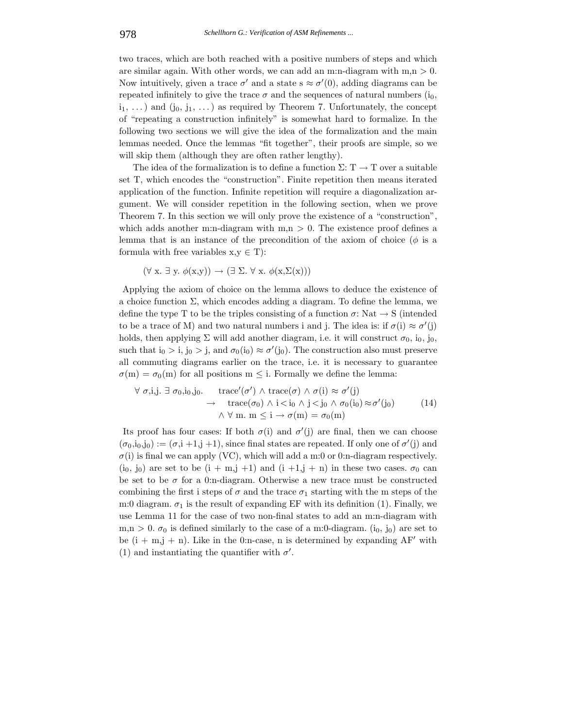two traces, which are both reached with a positive numbers of steps and which are similar again. With other words, we can add an m:n-diagram with $m,n > 0$. Now intuitively, given a trace $\sigma'$ and a state $s \approx \sigma'(0)$, adding diagrams can be repeated infinitely to give the trace $\sigma$ and the sequences of natural numbers ($i_0$, $i_1$, ...) and ($j_0$, $j_1$, ...) as required by Theorem 7. Unfortunately, the concept of "repeating a construction infinitely" is somewhat hard to formalize. In the following two sections we will give the idea of the formalization and the main lemmas needed. Once the lemmas "fit together", their proofs are simple, so we will skip them (although they are often rather lengthy).

The idea of the formalization is to define a function $\Sigma$: T $\rightarrow$ T over a suitable set T, which encodes the "construction". Finite repetition then means iterated application of the function. Infinite repetition will require a diagonalization argument. We will consider repetition in the following section, when we prove Theorem 7. In this section we will only prove the existence of a "construction", which adds another m:n-diagram with $m,n > 0$. The existence proof defines a lemma that is an instance of the precondition of the axiom of choice ($\phi$ is a formula with free variables $x,y \in T$):

$$(\forall\ x.\ \exists\ y.\ \phi(x,y)) \rightarrow (\exists\ \Sigma.\ \forall\ x.\ \phi(x,\Sigma(x)))$$

Applying the axiom of choice on the lemma allows to deduce the existence of a choice function $\Sigma$, which encodes adding a diagram. To define the lemma, we define the type T to be the triples consisting of a function $\sigma$: Nat $\rightarrow$ S (intended to be a trace of M) and two natural numbers i and j. The idea is: if $\sigma(i) \approx \sigma'(j)$ holds, then applying $\Sigma$ will add another diagram, i.e. it will construct $\sigma_0$, $i_0$, $j_0$, such that $i_0 > i$, $j_0 > j$, and $\sigma_0(i_0) \approx \sigma'(j_0)$. The construction also must preserve all commuting diagrams earlier on the trace, i.e. it is necessary to guarantee $\sigma(m) = \sigma_0(m)$ for all positions $m \leq i$. Formally we define the lemma:

$$\begin{array}{lll}\forall\ \sigma,i,j.\ \exists\ \sigma_0,i_0,j_0. & & \mathrm{trace}'(\sigma') \wedge \mathrm{trace}(\sigma) \wedge \sigma(i) \approx \sigma'(j) \\ & \rightarrow & \mathrm{trace}(\sigma_0) \wedge i < i_0 \wedge j < j_0 \wedge \sigma_0(i_0) \approx \sigma'(j_0) \\ & & \wedge\ \forall\ m.\ m \leq i \rightarrow \sigma(m) = \sigma_0(m)\end{array} \tag{14}$$

Its proof has four cases: If both $\sigma(i)$ and $\sigma'(j)$ are final, then we can choose $(\sigma_0,i_0,j_0) := (\sigma,i+1,j+1)$, since final states are repeated. If only one of $\sigma'(j)$ and $\sigma(i)$ is final we can apply (VC), which will add a m:0 or 0:n-diagram respectively. ($i_0$, $j_0$) are set to be ($i + m,j + 1$) and ($i + 1,j + n$) in these two cases. $\sigma_0$ can be set to be $\sigma$ for a 0:n-diagram. Otherwise a new trace must be constructed combining the first i steps of $\sigma$ and the trace $\sigma_1$ starting with the m steps of the m:0 diagram. $\sigma_1$ is the result of expanding EF with its definition (1). Finally, we use Lemma 11 for the case of two non-final states to add an m:n-diagram with $m,n > 0$. $\sigma_0$ is defined similarly to the case of a m:0-diagram. ($i_0$, $j_0$) are set to be ($i + m,j + n$). Like in the 0:n-case, n is determined by expanding AF$'$ with (1) and instantiating the quantifier with $\sigma'$.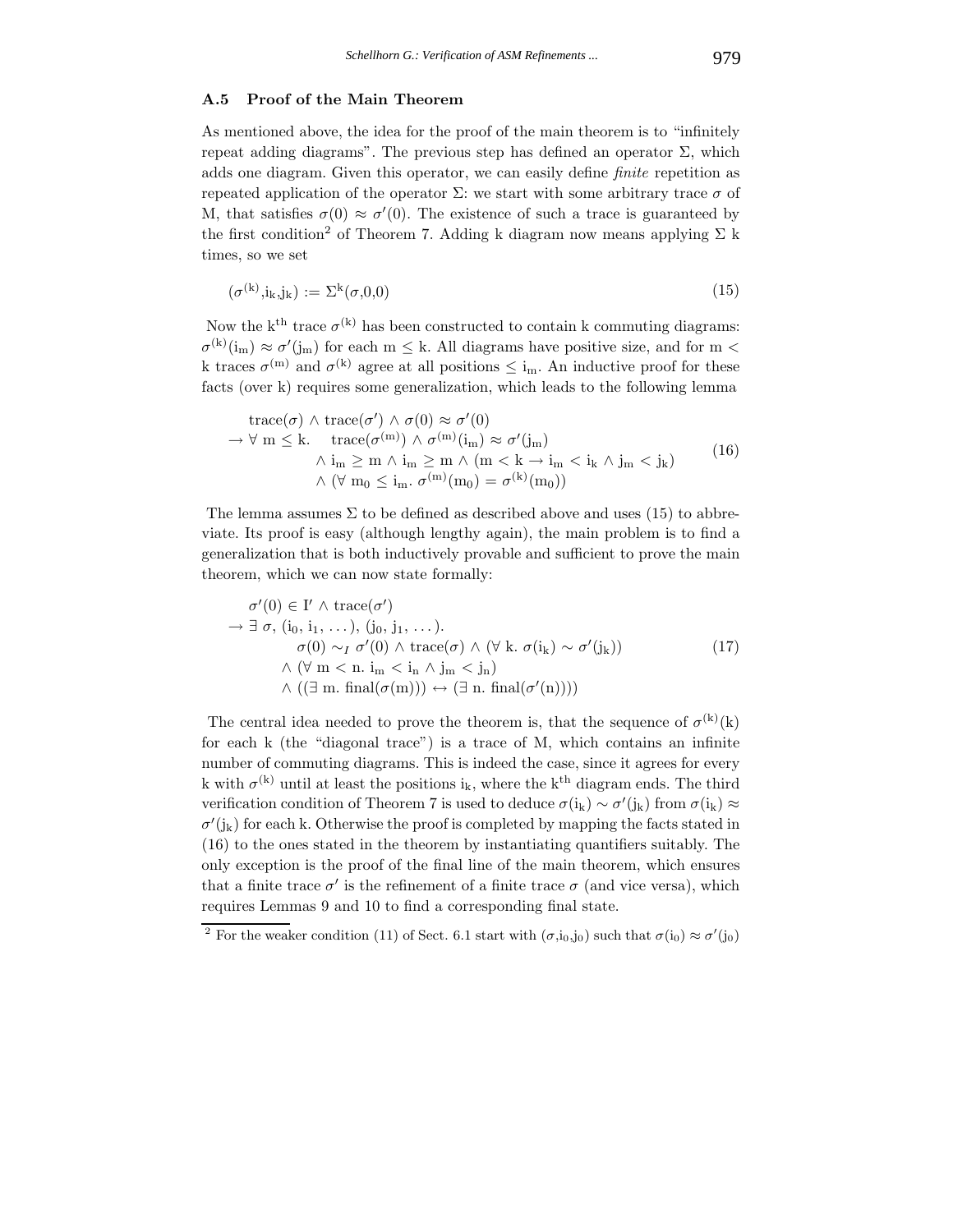### A.5 Proof of the Main Theorem

As mentioned above, the idea for the proof of the main theorem is to "infinitely repeat adding diagrams". The previous step has defined an operator $\Sigma$, which adds one diagram. Given this operator, we can easily define *finite* repetition as repeated application of the operator $\Sigma$: we start with some arbitrary trace $\sigma$ of M, that satisfies $\sigma(0) \approx \sigma'(0)$. The existence of such a trace is guaranteed by the first condition[2] of Theorem 7. Adding k diagram now means applying $\Sigma$ k times, so we set

$$(\sigma^{(k)}, i_k, j_k) := \Sigma^k(\sigma, 0, 0) \tag{15}$$

Now the $k^{th}$ trace $\sigma^{(k)}$ has been constructed to contain k commuting diagrams: $\sigma^{(k)}(i_m) \approx \sigma'(j_m)$ for each $m \leq k$. All diagrams have positive size, and for $m < k$ traces $\sigma^{(m)}$ and $\sigma^{(k)}$ agree at all positions $\leq i_m$. An inductive proof for these facts (over k) requires some generalization, which leads to the following lemma

$$\begin{aligned}
&\text{trace}(\sigma) \wedge \text{trace}(\sigma') \wedge \sigma(0) \approx \sigma'(0) \\
\rightarrow\ &\forall\, m \leq k. \quad \text{trace}(\sigma^{(m)}) \wedge \sigma^{(m)}(i_m) \approx \sigma'(j_m) \\
&\qquad\qquad \wedge\ i_m \geq m \wedge i_m \geq m \wedge (m < k \rightarrow i_m < i_k \wedge j_m < j_k) \\
&\qquad\qquad \wedge\ (\forall\, m_0 \leq i_m.\ \sigma^{(m)}(m_0) = \sigma^{(k)}(m_0))
\end{aligned} \tag{16}$$

The lemma assumes $\Sigma$ to be defined as described above and uses (15) to abbreviate. Its proof is easy (although lengthy again), the main problem is to find a generalization that is both inductively provable and sufficient to prove the main theorem, which we can now state formally:

$$\begin{aligned}
&\sigma'(0) \in I' \wedge \text{trace}(\sigma') \\
\rightarrow\ &\exists\, \sigma, (i_0, i_1, \dots), (j_0, j_1, \dots). \\
&\qquad \sigma(0) \sim_I \sigma'(0) \wedge \text{trace}(\sigma) \wedge (\forall\, k.\ \sigma(i_k) \sim \sigma'(j_k)) \\
&\qquad \wedge\ (\forall\, m < n.\ i_m < i_n \wedge j_m < j_n) \\
&\qquad \wedge\ ((\exists\, m.\ \text{final}(\sigma(m))) \leftrightarrow (\exists\, n.\ \text{final}(\sigma'(n))))
\end{aligned} \tag{17}$$

The central idea needed to prove the theorem is, that the sequence of $\sigma^{(k)}(k)$ for each k (the "diagonal trace") is a trace of M, which contains an infinite number of commuting diagrams. This is indeed the case, since it agrees for every k with $\sigma^{(k)}$ until at least the positions $i_k$, where the $k^{th}$ diagram ends. The third verification condition of Theorem 7 is used to deduce $\sigma(i_k) \sim \sigma'(j_k)$ from $\sigma(i_k) \approx \sigma'(j_k)$ for each k. Otherwise the proof is completed by mapping the facts stated in (16) to the ones stated in the theorem by instantiating quantifiers suitably. The only exception is the proof of the final line of the main theorem, which ensures that a finite trace $\sigma'$ is the refinement of a finite trace $\sigma$ (and vice versa), which requires Lemmas 9 and 10 to find a corresponding final state.

[2] For the weaker condition (11) of Sect. 6.1 start with $(\sigma, i_0, j_0)$ such that $\sigma(i_0) \approx \sigma'(j_0)$